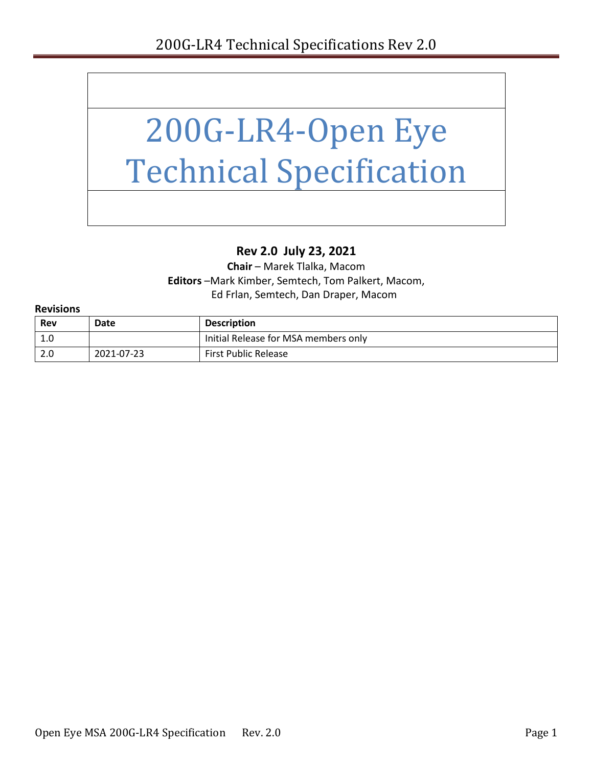# 200G-LR4-Open Eye Technical Specification

**Rev 2.0 July 23, 2021**

**Chair** – Marek Tlalka, Macom

**Editors** –Mark Kimber, Semtech, Tom Palkert, Macom, Ed Frlan, Semtech, Dan Draper, Macom

**Revisions**

| Rev | Date | Description |
| --- | --- | --- |
| 1.0 | | Initial Release for MSA members only |
| 2.0 | 2021-07-23 | First Public Release |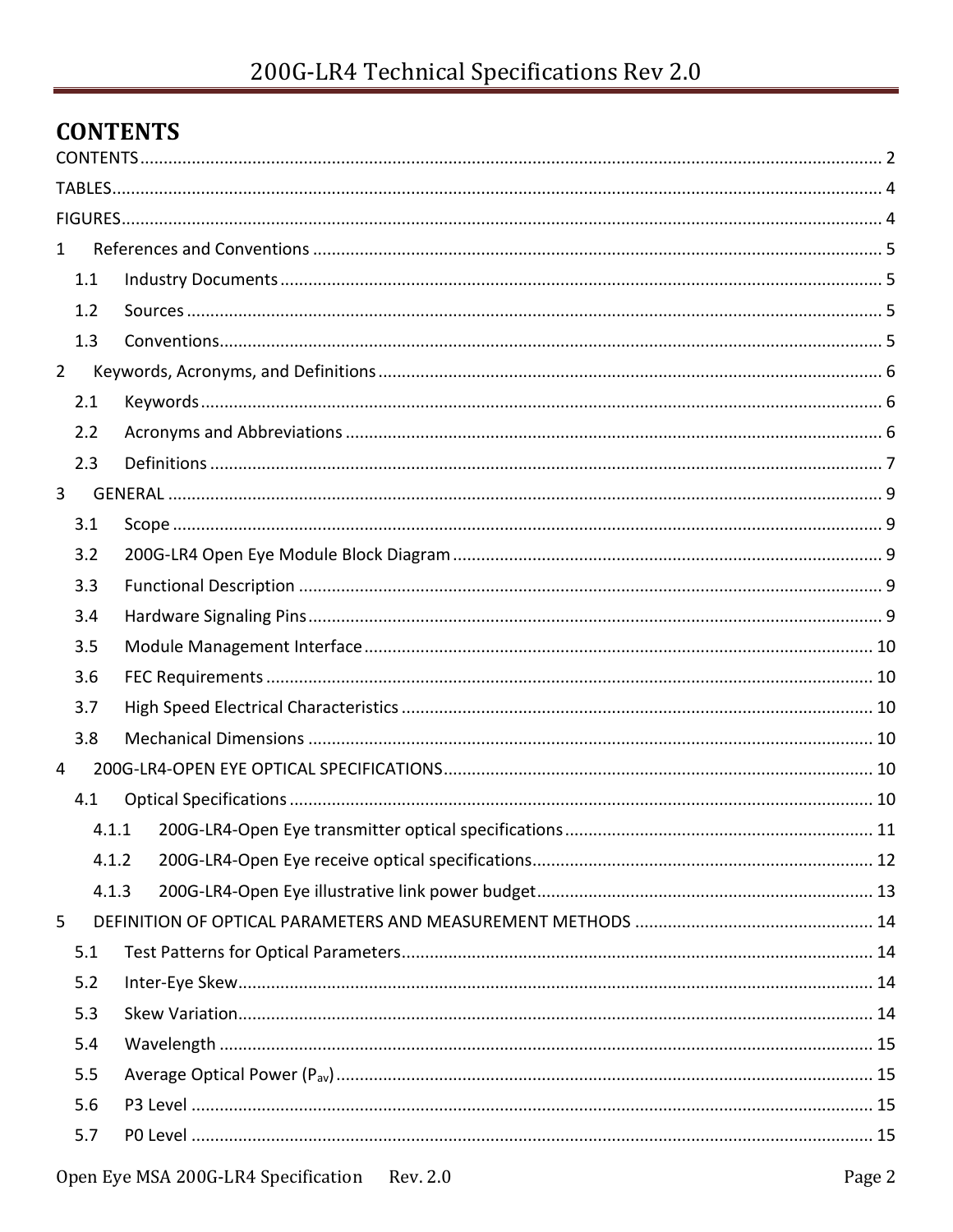# CONTENTS

CONTENTS ........................................................................................................................................ 2

TABLES............................................................................................................................................. 4

FIGURES........................................................................................................................................... 4

1 References and Conventions ........................................................................................................ 5

  1.1 Industry Documents ................................................................................................................ 5

  1.2 Sources ................................................................................................................................... 5

  1.3 Conventions............................................................................................................................ 5

2 Keywords, Acronyms, and Definitions ........................................................................................... 6

  2.1 Keywords ................................................................................................................................ 6

  2.2 Acronyms and Abbreviations .................................................................................................. 6

  2.3 Definitions .............................................................................................................................. 7

3 GENERAL ........................................................................................................................................ 9

  3.1 Scope ...................................................................................................................................... 9

  3.2 200G-LR4 Open Eye Module Block Diagram ........................................................................... 9

  3.3 Functional Description ........................................................................................................... 9

  3.4 Hardware Signaling Pins ......................................................................................................... 9

  3.5 Module Management Interface ............................................................................................ 10

  3.6 FEC Requirements ................................................................................................................. 10

  3.7 High Speed Electrical Characteristics .................................................................................... 10

  3.8 Mechanical Dimensions ........................................................................................................ 10

4 200G-LR4-OPEN EYE OPTICAL SPECIFICATIONS ........................................................................... 10

  4.1 Optical Specifications ............................................................................................................ 10

    4.1.1 200G-LR4-Open Eye transmitter optical specifications ................................................. 11

    4.1.2 200G-LR4-Open Eye receive optical specifications........................................................ 12

    4.1.3 200G-LR4-Open Eye illustrative link power budget ....................................................... 13

5 DEFINITION OF OPTICAL PARAMETERS AND MEASUREMENT METHODS .................................. 14

  5.1 Test Patterns for Optical Parameters.................................................................................... 14

  5.2 Inter-Eye Skew....................................................................................................................... 14

  5.3 Skew Variation....................................................................................................................... 14

  5.4 Wavelength ........................................................................................................................... 15

  5.5 Average Optical Power ($P_{av}$) .................................................................................................. 15

  5.6 P3 Level ................................................................................................................................. 15

  5.7 P0 Level ................................................................................................................................. 15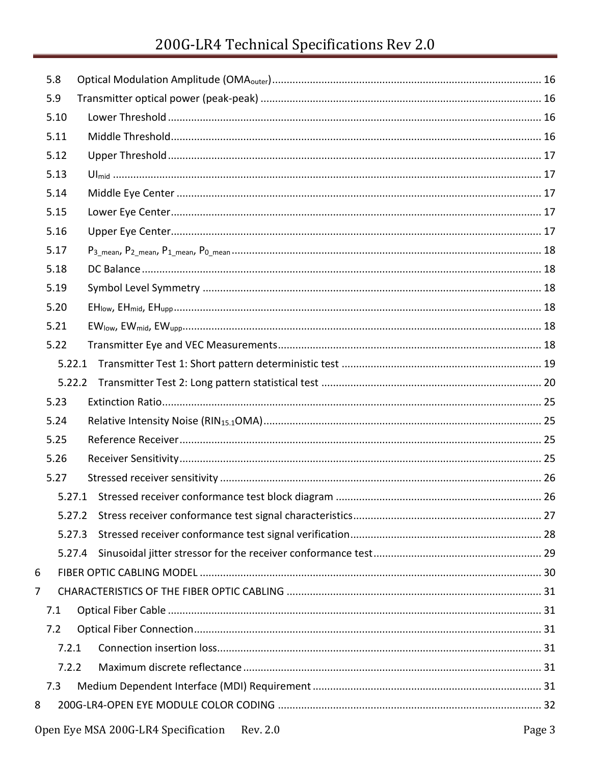- 5.8 Optical Modulation Amplitude ($OMA_{outer}$) ..... 16
- 5.9 Transmitter optical power (peak-peak) ..... 16
- 5.10 Lower Threshold ..... 16
- 5.11 Middle Threshold ..... 16
- 5.12 Upper Threshold ..... 17
- 5.13 $UI_{mid}$ ..... 17
- 5.14 Middle Eye Center ..... 17
- 5.15 Lower Eye Center ..... 17
- 5.16 Upper Eye Center ..... 17
- 5.17 $P_{3\_mean}$, $P_{2\_mean}$, $P_{1\_mean}$, $P_{0\_mean}$ ..... 18
- 5.18 DC Balance ..... 18
- 5.19 Symbol Level Symmetry ..... 18
- 5.20 $EH_{low}$, $EH_{mid}$, $EH_{upp}$ ..... 18
- 5.21 $EW_{low}$, $EW_{mid}$, $EW_{upp}$ ..... 18
- 5.22 Transmitter Eye and VEC Measurements ..... 18
  - 5.22.1 Transmitter Test 1: Short pattern deterministic test ..... 19
  - 5.22.2 Transmitter Test 2: Long pattern statistical test ..... 20
- 5.23 Extinction Ratio ..... 25
- 5.24 Relative Intensity Noise ($RIN_{15.1}OMA$) ..... 25
- 5.25 Reference Receiver ..... 25
- 5.26 Receiver Sensitivity ..... 25
- 5.27 Stressed receiver sensitivity ..... 26
  - 5.27.1 Stressed receiver conformance test block diagram ..... 26
  - 5.27.2 Stress receiver conformance test signal characteristics ..... 27
  - 5.27.3 Stressed receiver conformance test signal verification ..... 28
  - 5.27.4 Sinusoidal jitter stressor for the receiver conformance test ..... 29

6 FIBER OPTIC CABLING MODEL ..... 30

7 CHARACTERISTICS OF THE FIBER OPTIC CABLING ..... 31

- 7.1 Optical Fiber Cable ..... 31
- 7.2 Optical Fiber Connection ..... 31
  - 7.2.1 Connection insertion loss ..... 31
  - 7.2.2 Maximum discrete reflectance ..... 31
- 7.3 Medium Dependent Interface (MDI) Requirement ..... 31

8 200G-LR4-OPEN EYE MODULE COLOR CODING ..... 32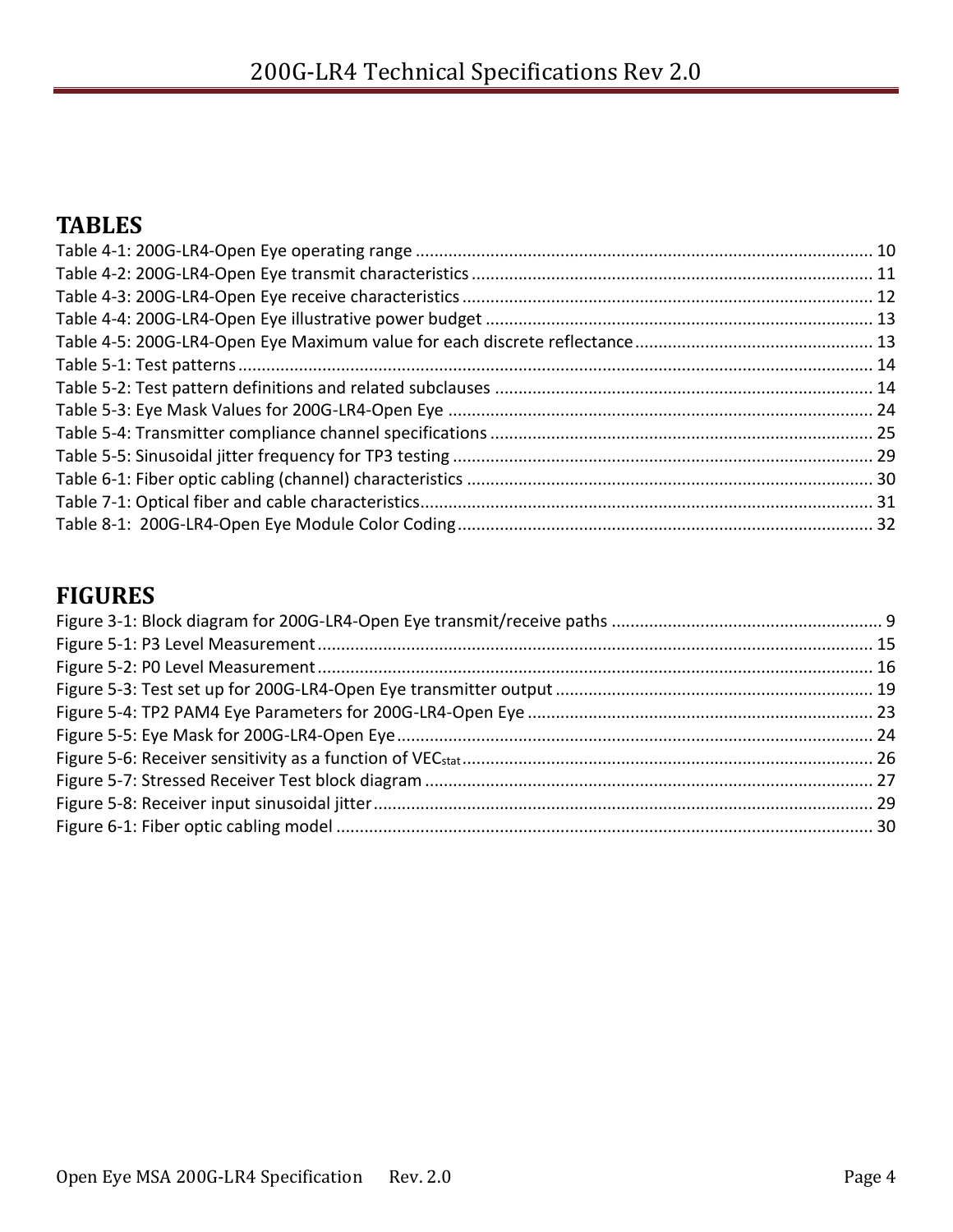## TABLES

Table 4-1: 200G-LR4-Open Eye operating range ........................................................................................ 10
Table 4-2: 200G-LR4-Open Eye transmit characteristics ............................................................................ 11
Table 4-3: 200G-LR4-Open Eye receive characteristics .............................................................................. 12
Table 4-4: 200G-LR4-Open Eye illustrative power budget .......................................................................... 13
Table 4-5: 200G-LR4-Open Eye Maximum value for each discrete reflectance ........................................... 13
Table 5-1: Test patterns ................................................................................................................................ 14
Table 5-2: Test pattern definitions and related subclauses ......................................................................... 14
Table 5-3: Eye Mask Values for 200G-LR4-Open Eye .................................................................................. 24
Table 5-4: Transmitter compliance channel specifications ......................................................................... 25
Table 5-5: Sinusoidal jitter frequency for TP3 testing ................................................................................. 29
Table 6-1: Fiber optic cabling (channel) characteristics .............................................................................. 30
Table 7-1: Optical fiber and cable characteristics ........................................................................................ 31
Table 8-1: 200G-LR4-Open Eye Module Color Coding ................................................................................. 32

## FIGURES

Figure 3-1: Block diagram for 200G-LR4-Open Eye transmit/receive paths .................................................. 9
Figure 5-1: P3 Level Measurement .............................................................................................................. 15
Figure 5-2: P0 Level Measurement .............................................................................................................. 16
Figure 5-3: Test set up for 200G-LR4-Open Eye transmitter output ............................................................ 19
Figure 5-4: TP2 PAM4 Eye Parameters for 200G-LR4-Open Eye ................................................................... 23
Figure 5-5: Eye Mask for 200G-LR4-Open Eye ............................................................................................. 24
Figure 5-6: Receiver sensitivity as a function of $VEC_{stat}$ ............................................................................ 26
Figure 5-7: Stressed Receiver Test block diagram ....................................................................................... 27
Figure 5-8: Receiver input sinusoidal jitter .................................................................................................. 29
Figure 6-1: Fiber optic cabling model .......................................................................................................... 30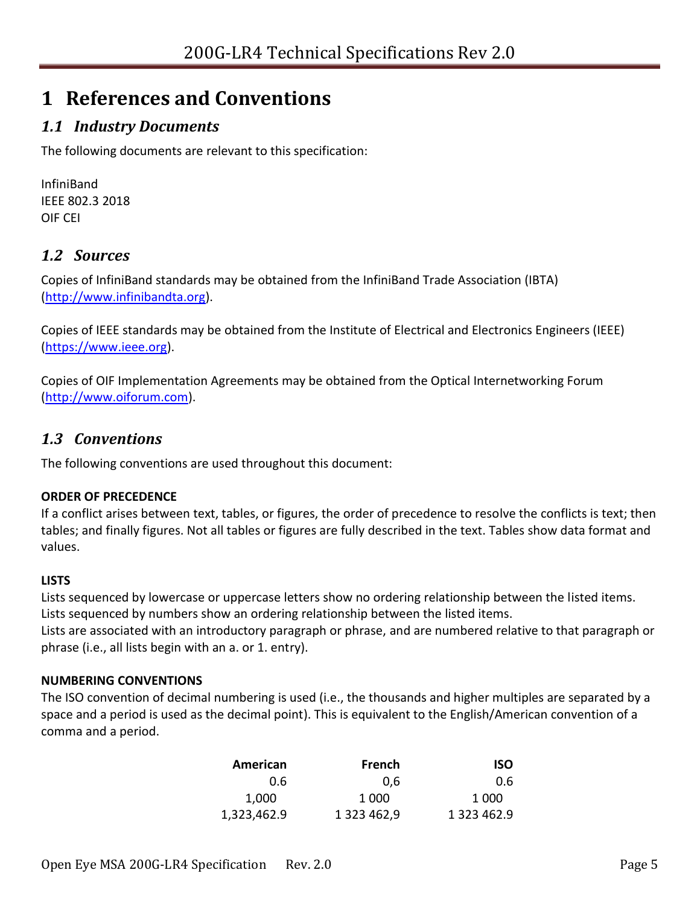# 1 References and Conventions

## *1.1 Industry Documents*

The following documents are relevant to this specification:

InfiniBand
IEEE 802.3 2018
OIF CEI

## *1.2 Sources*

Copies of InfiniBand standards may be obtained from the InfiniBand Trade Association (IBTA) (http://www.infinibandta.org).

Copies of IEEE standards may be obtained from the Institute of Electrical and Electronics Engineers (IEEE) (https://www.ieee.org).

Copies of OIF Implementation Agreements may be obtained from the Optical Internetworking Forum (http://www.oiforum.com).

## *1.3 Conventions*

The following conventions are used throughout this document:

**ORDER OF PRECEDENCE**

If a conflict arises between text, tables, or figures, the order of precedence to resolve the conflicts is text; then tables; and finally figures. Not all tables or figures are fully described in the text. Tables show data format and values.

**LISTS**

Lists sequenced by lowercase or uppercase letters show no ordering relationship between the listed items.
Lists sequenced by numbers show an ordering relationship between the listed items.
Lists are associated with an introductory paragraph or phrase, and are numbered relative to that paragraph or phrase (i.e., all lists begin with an a. or 1. entry).

**NUMBERING CONVENTIONS**

The ISO convention of decimal numbering is used (i.e., the thousands and higher multiples are separated by a space and a period is used as the decimal point). This is equivalent to the English/American convention of a comma and a period.

| American | French | ISO |
|---:|---:|---:|
| 0.6 | 0,6 | 0.6 |
| 1,000 | 1 000 | 1 000 |
| 1,323,462.9 | 1 323 462,9 | 1 323 462.9 |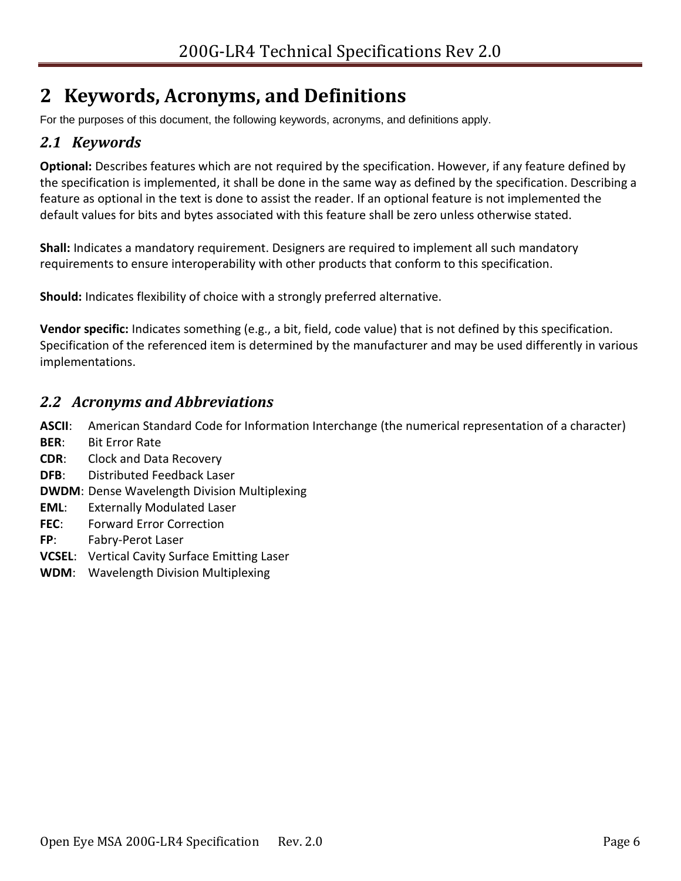# 2 Keywords, Acronyms, and Definitions

For the purposes of this document, the following keywords, acronyms, and definitions apply.

## *2.1 Keywords*

**Optional:** Describes features which are not required by the specification. However, if any feature defined by the specification is implemented, it shall be done in the same way as defined by the specification. Describing a feature as optional in the text is done to assist the reader. If an optional feature is not implemented the default values for bits and bytes associated with this feature shall be zero unless otherwise stated.

**Shall:** Indicates a mandatory requirement. Designers are required to implement all such mandatory requirements to ensure interoperability with other products that conform to this specification.

**Should:** Indicates flexibility of choice with a strongly preferred alternative.

**Vendor specific:** Indicates something (e.g., a bit, field, code value) that is not defined by this specification. Specification of the referenced item is determined by the manufacturer and may be used differently in various implementations.

## *2.2 Acronyms and Abbreviations*

**ASCII**: American Standard Code for Information Interchange (the numerical representation of a character)
**BER**: Bit Error Rate
**CDR**: Clock and Data Recovery
**DFB**: Distributed Feedback Laser
**DWDM**: Dense Wavelength Division Multiplexing
**EML**: Externally Modulated Laser
**FEC**: Forward Error Correction
**FP**: Fabry-Perot Laser
**VCSEL**: Vertical Cavity Surface Emitting Laser
**WDM**: Wavelength Division Multiplexing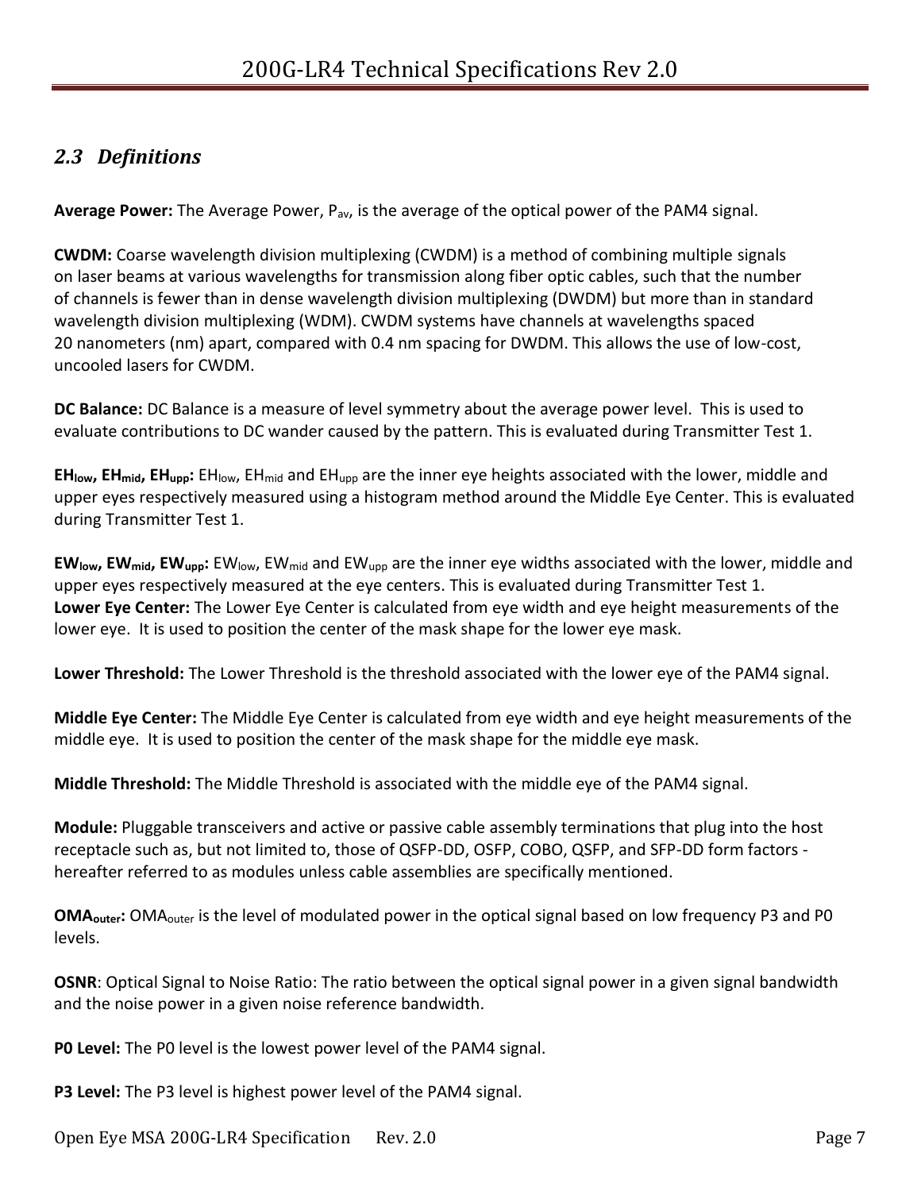## *2.3 Definitions*

**Average Power:** The Average Power, $P_{av}$, is the average of the optical power of the PAM4 signal.

**CWDM:** Coarse wavelength division multiplexing (CWDM) is a method of combining multiple signals on laser beams at various wavelengths for transmission along fiber optic cables, such that the number of channels is fewer than in dense wavelength division multiplexing (DWDM) but more than in standard wavelength division multiplexing (WDM). CWDM systems have channels at wavelengths spaced 20 nanometers (nm) apart, compared with 0.4 nm spacing for DWDM. This allows the use of low-cost, uncooled lasers for CWDM.

**DC Balance:** DC Balance is a measure of level symmetry about the average power level. This is used to evaluate contributions to DC wander caused by the pattern. This is evaluated during Transmitter Test 1.

**$EH_{low}$, $EH_{mid}$, $EH_{upp}$:** $EH_{low}$, $EH_{mid}$ and $EH_{upp}$ are the inner eye heights associated with the lower, middle and upper eyes respectively measured using a histogram method around the Middle Eye Center. This is evaluated during Transmitter Test 1.

**$EW_{low}$, $EW_{mid}$, $EW_{upp}$:** $EW_{low}$, $EW_{mid}$ and $EW_{upp}$ are the inner eye widths associated with the lower, middle and upper eyes respectively measured at the eye centers. This is evaluated during Transmitter Test 1.

**Lower Eye Center:** The Lower Eye Center is calculated from eye width and eye height measurements of the lower eye. It is used to position the center of the mask shape for the lower eye mask.

**Lower Threshold:** The Lower Threshold is the threshold associated with the lower eye of the PAM4 signal.

**Middle Eye Center:** The Middle Eye Center is calculated from eye width and eye height measurements of the middle eye. It is used to position the center of the mask shape for the middle eye mask.

**Middle Threshold:** The Middle Threshold is associated with the middle eye of the PAM4 signal.

**Module:** Pluggable transceivers and active or passive cable assembly terminations that plug into the host receptacle such as, but not limited to, those of QSFP-DD, OSFP, COBO, QSFP, and SFP-DD form factors - hereafter referred to as modules unless cable assemblies are specifically mentioned.

**$OMA_{outer}$:** $OMA_{outer}$ is the level of modulated power in the optical signal based on low frequency P3 and P0 levels.

**OSNR**: Optical Signal to Noise Ratio: The ratio between the optical signal power in a given signal bandwidth and the noise power in a given noise reference bandwidth.

**P0 Level:** The P0 level is the lowest power level of the PAM4 signal.

**P3 Level:** The P3 level is highest power level of the PAM4 signal.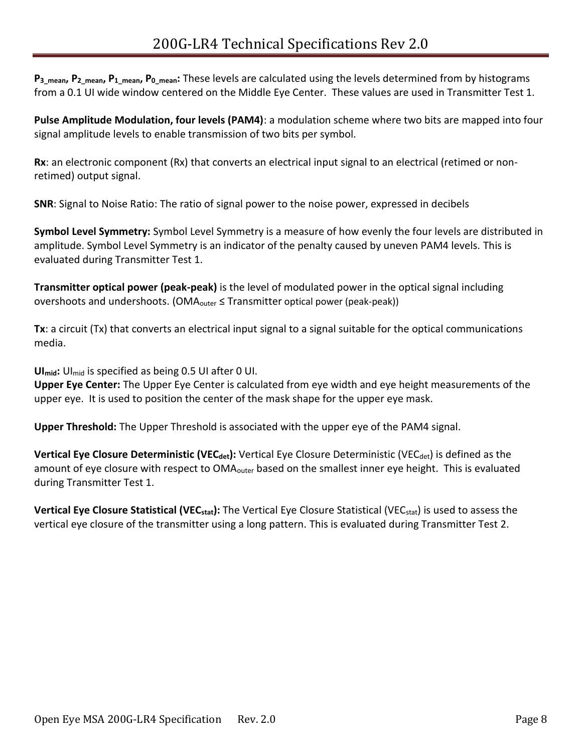**$P_{3\_mean}$, $P_{2\_mean}$, $P_{1\_mean}$, $P_{0\_mean}$:** These levels are calculated using the levels determined from by histograms from a 0.1 UI wide window centered on the Middle Eye Center. These values are used in Transmitter Test 1.

**Pulse Amplitude Modulation, four levels (PAM4)**: a modulation scheme where two bits are mapped into four signal amplitude levels to enable transmission of two bits per symbol.

**Rx**: an electronic component (Rx) that converts an electrical input signal to an electrical (retimed or non-retimed) output signal.

**SNR**: Signal to Noise Ratio: The ratio of signal power to the noise power, expressed in decibels

**Symbol Level Symmetry:** Symbol Level Symmetry is a measure of how evenly the four levels are distributed in amplitude. Symbol Level Symmetry is an indicator of the penalty caused by uneven PAM4 levels. This is evaluated during Transmitter Test 1.

**Transmitter optical power (peak-peak)** is the level of modulated power in the optical signal including overshoots and undershoots. ($OMA_{outer} \leq$ Transmitter optical power (peak-peak))

**Tx**: a circuit (Tx) that converts an electrical input signal to a signal suitable for the optical communications media.

**$UI_{mid}$:** $UI_{mid}$ is specified as being 0.5 UI after 0 UI.
**Upper Eye Center:** The Upper Eye Center is calculated from eye width and eye height measurements of the upper eye. It is used to position the center of the mask shape for the upper eye mask.

**Upper Threshold:** The Upper Threshold is associated with the upper eye of the PAM4 signal.

**Vertical Eye Closure Deterministic ($VEC_{det}$):** Vertical Eye Closure Deterministic ($VEC_{det}$) is defined as the amount of eye closure with respect to $OMA_{outer}$ based on the smallest inner eye height. This is evaluated during Transmitter Test 1.

**Vertical Eye Closure Statistical ($VEC_{stat}$):** The Vertical Eye Closure Statistical ($VEC_{stat}$) is used to assess the vertical eye closure of the transmitter using a long pattern. This is evaluated during Transmitter Test 2.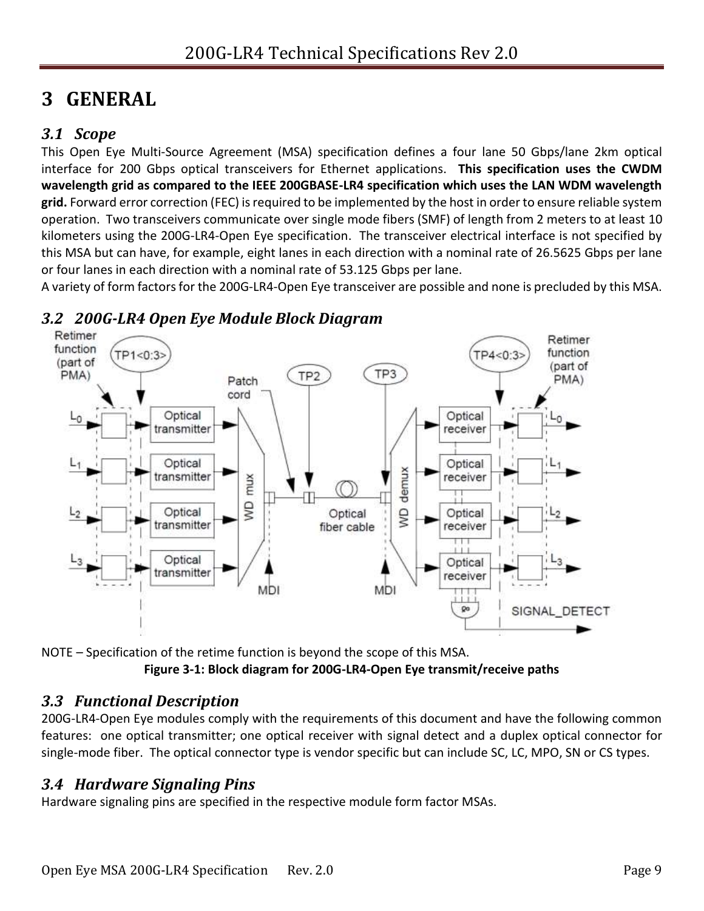# 3 GENERAL

## 3.1 Scope

This Open Eye Multi-Source Agreement (MSA) specification defines a four lane 50 Gbps/lane 2km optical interface for 200 Gbps optical transceivers for Ethernet applications. **This specification uses the CWDM wavelength grid as compared to the IEEE 200GBASE-LR4 specification which uses the LAN WDM wavelength grid.** Forward error correction (FEC) is required to be implemented by the host in order to ensure reliable system operation. Two transceivers communicate over single mode fibers (SMF) of length from 2 meters to at least 10 kilometers using the 200G-LR4-Open Eye specification. The transceiver electrical interface is not specified by this MSA but can have, for example, eight lanes in each direction with a nominal rate of 26.5625 Gbps per lane or four lanes in each direction with a nominal rate of 53.125 Gbps per lane.

A variety of form factors for the 200G-LR4-Open Eye transceiver are possible and none is precluded by this MSA.

## 3.2 200G-LR4 Open Eye Module Block Diagram

NOTE – Specification of the retime function is beyond the scope of this MSA.

**Figure 3-1: Block diagram for 200G-LR4-Open Eye transmit/receive paths**

## 3.3 Functional Description

200G-LR4-Open Eye modules comply with the requirements of this document and have the following common features: one optical transmitter; one optical receiver with signal detect and a duplex optical connector for single-mode fiber. The optical connector type is vendor specific but can include SC, LC, MPO, SN or CS types.

## 3.4 Hardware Signaling Pins

Hardware signaling pins are specified in the respective module form factor MSAs.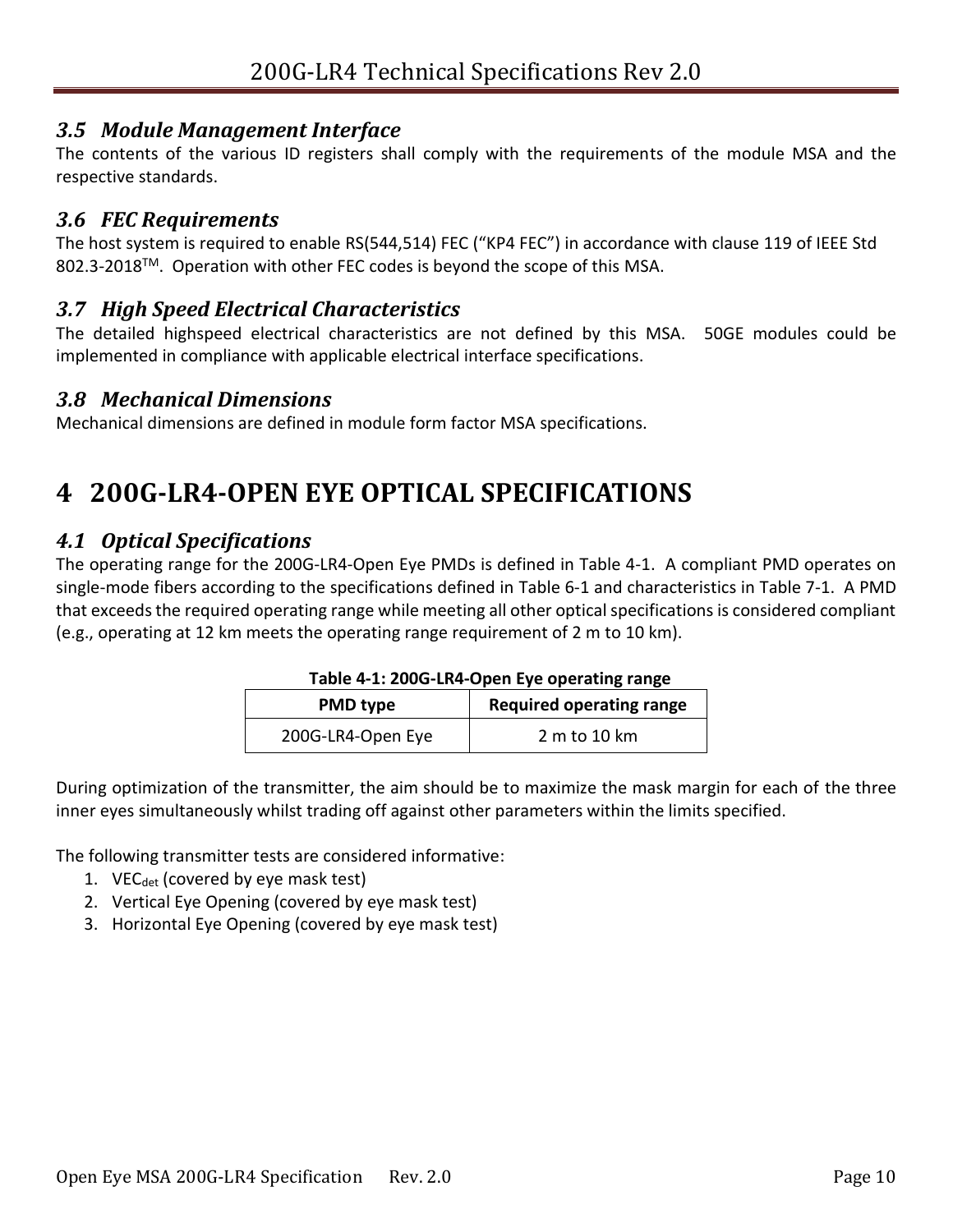### *3.5 Module Management Interface*

The contents of the various ID registers shall comply with the requirements of the module MSA and the respective standards.

### *3.6 FEC Requirements*

The host system is required to enable RS(544,514) FEC ("KP4 FEC") in accordance with clause 119 of IEEE Std 802.3-2018™. Operation with other FEC codes is beyond the scope of this MSA.

### *3.7 High Speed Electrical Characteristics*

The detailed highspeed electrical characteristics are not defined by this MSA. 50GE modules could be implemented in compliance with applicable electrical interface specifications.

### *3.8 Mechanical Dimensions*

Mechanical dimensions are defined in module form factor MSA specifications.

# 4 200G-LR4-OPEN EYE OPTICAL SPECIFICATIONS

### *4.1 Optical Specifications*

The operating range for the 200G-LR4-Open Eye PMDs is defined in Table 4-1. A compliant PMD operates on single-mode fibers according to the specifications defined in Table 6-1 and characteristics in Table 7-1. A PMD that exceeds the required operating range while meeting all other optical specifications is considered compliant (e.g., operating at 12 km meets the operating range requirement of 2 m to 10 km).

**Table 4-1: 200G-LR4-Open Eye operating range**

| PMD type | Required operating range |
|---|---|
| 200G-LR4-Open Eye | 2 m to 10 km |

During optimization of the transmitter, the aim should be to maximize the mask margin for each of the three inner eyes simultaneously whilst trading off against other parameters within the limits specified.

The following transmitter tests are considered informative:

1. $VEC_{det}$ (covered by eye mask test)
2. Vertical Eye Opening (covered by eye mask test)
3. Horizontal Eye Opening (covered by eye mask test)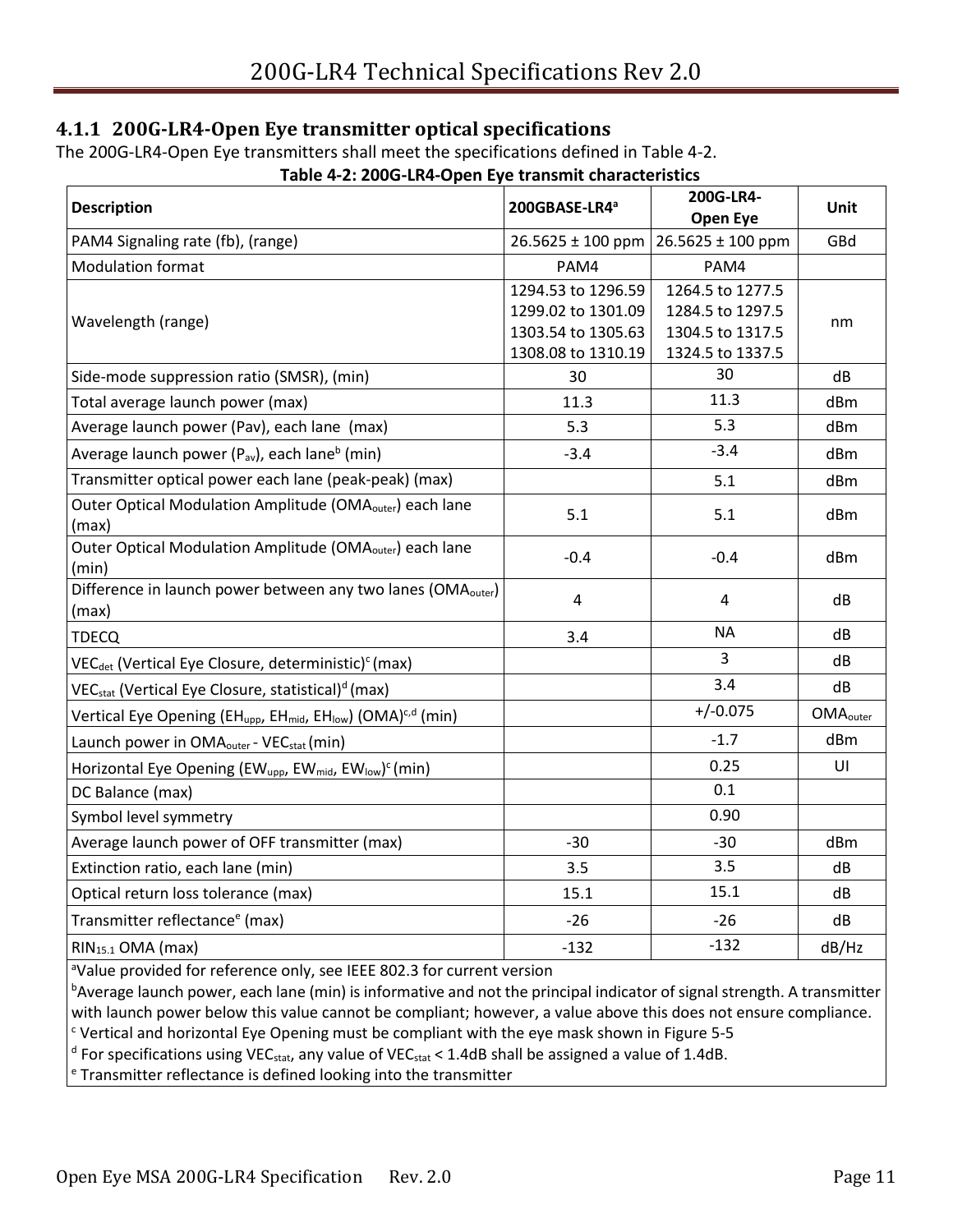### 4.1.1 200G-LR4-Open Eye transmitter optical specifications

The 200G-LR4-Open Eye transmitters shall meet the specifications defined in Table 4-2.

**Table 4-2: 200G-LR4-Open Eye transmit characteristics**

| Description | 200GBASE-LR4[a] | 200G-LR4-Open Eye | Unit |
|---|---|---|---|
| PAM4 Signaling rate (fb), (range) | 26.5625 ± 100 ppm | 26.5625 ± 100 ppm | GBd |
| Modulation format | PAM4 | PAM4 | |
| Wavelength (range) | 1294.53 to 1296.59<br>1299.02 to 1301.09<br>1303.54 to 1305.63<br>1308.08 to 1310.19 | 1264.5 to 1277.5<br>1284.5 to 1297.5<br>1304.5 to 1317.5<br>1324.5 to 1337.5 | nm |
| Side-mode suppression ratio (SMSR), (min) | 30 | 30 | dB |
| Total average launch power (max) | 11.3 | 11.3 | dBm |
| Average launch power (Pav), each lane (max) | 5.3 | 5.3 | dBm |
| Average launch power ($P_{av}$), each lane[b] (min) | -3.4 | -3.4 | dBm |
| Transmitter optical power each lane (peak-peak) (max) | | 5.1 | dBm |
| Outer Optical Modulation Amplitude ($OMA_{outer}$) each lane (max) | 5.1 | 5.1 | dBm |
| Outer Optical Modulation Amplitude ($OMA_{outer}$) each lane (min) | -0.4 | -0.4 | dBm |
| Difference in launch power between any two lanes ($OMA_{outer}$) (max) | 4 | 4 | dB |
| TDECQ | 3.4 | NA | dB |
| $VEC_{det}$ (Vertical Eye Closure, deterministic)[c] (max) | | 3 | dB |
| $VEC_{stat}$ (Vertical Eye Closure, statistical)[d] (max) | | 3.4 | dB |
| Vertical Eye Opening ($EH_{upp}$, $EH_{mid}$, $EH_{low}$) (OMA)[c,d] (min) | | +/-0.075 | $OMA_{outer}$ |
| Launch power in $OMA_{outer}$ - $VEC_{stat}$ (min) | | -1.7 | dBm |
| Horizontal Eye Opening ($EW_{upp}$, $EW_{mid}$, $EW_{low}$)[c] (min) | | 0.25 | UI |
| DC Balance (max) | | 0.1 | |
| Symbol level symmetry | | 0.90 | |
| Average launch power of OFF transmitter (max) | -30 | -30 | dBm |
| Extinction ratio, each lane (min) | 3.5 | 3.5 | dB |
| Optical return loss tolerance (max) | 15.1 | 15.1 | dB |
| Transmitter reflectance[e] (max) | -26 | -26 | dB |
| $RIN_{15.1}$ OMA (max) | -132 | -132 | dB/Hz |

[a]Value provided for reference only, see IEEE 802.3 for current version

[b]Average launch power, each lane (min) is informative and not the principal indicator of signal strength. A transmitter with launch power below this value cannot be compliant; however, a value above this does not ensure compliance.

[c] Vertical and horizontal Eye Opening must be compliant with the eye mask shown in Figure 5-5

[d] For specifications using $VEC_{stat}$, any value of $VEC_{stat}$ < 1.4dB shall be assigned a value of 1.4dB.

[e] Transmitter reflectance is defined looking into the transmitter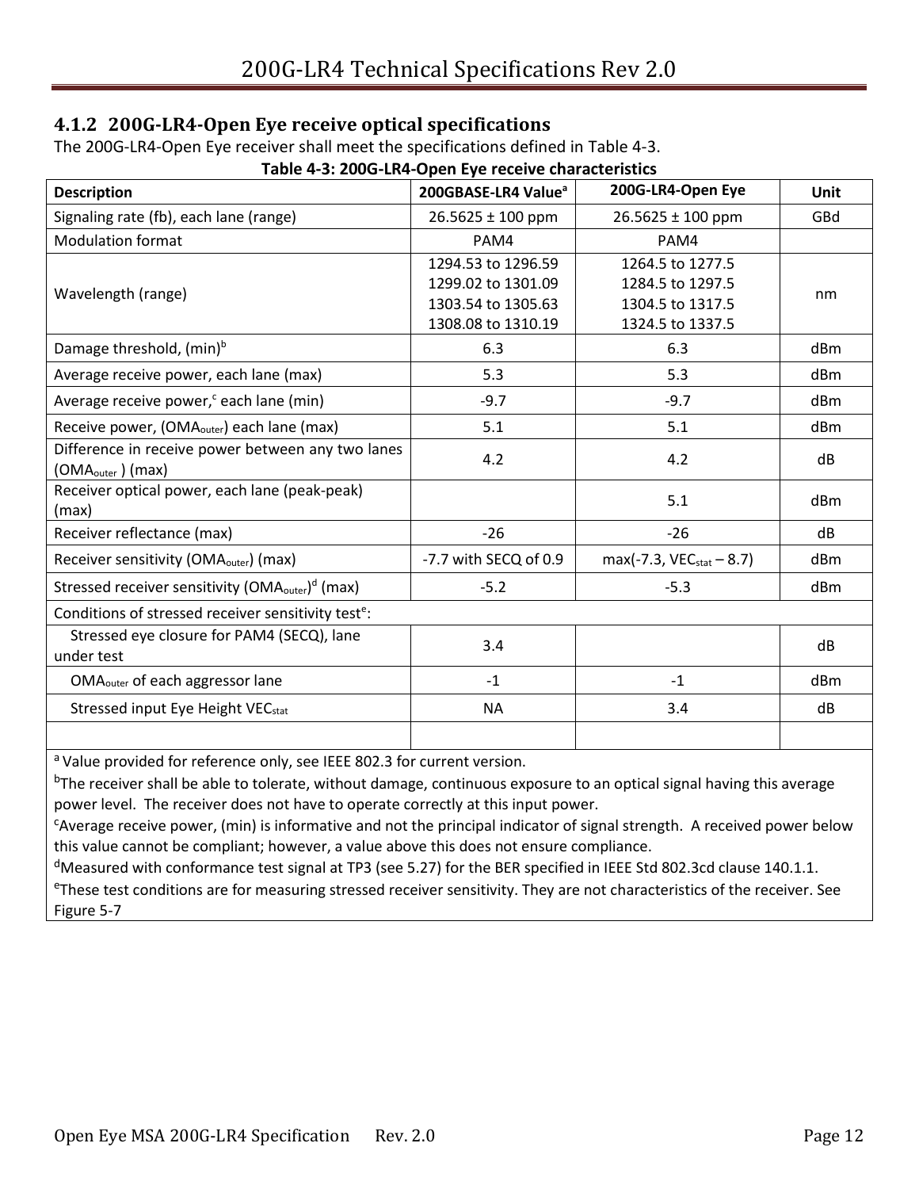### 4.1.2 200G-LR4-Open Eye receive optical specifications

The 200G-LR4-Open Eye receiver shall meet the specifications defined in Table 4-3.

**Table 4-3: 200G-LR4-Open Eye receive characteristics**

| Description | 200GBASE-LR4 Value[a] | 200G-LR4-Open Eye | Unit |
|---|---|---|---|
| Signaling rate (fb), each lane (range) | 26.5625 ± 100 ppm | 26.5625 ± 100 ppm | GBd |
| Modulation format | PAM4 | PAM4 | |
| Wavelength (range) | 1294.53 to 1296.59<br>1299.02 to 1301.09<br>1303.54 to 1305.63<br>1308.08 to 1310.19 | 1264.5 to 1277.5<br>1284.5 to 1297.5<br>1304.5 to 1317.5<br>1324.5 to 1337.5 | nm |
| Damage threshold, (min)[b] | 6.3 | 6.3 | dBm |
| Average receive power, each lane (max) | 5.3 | 5.3 | dBm |
| Average receive power,[c] each lane (min) | -9.7 | -9.7 | dBm |
| Receive power, ($OMA_{outer}$) each lane (max) | 5.1 | 5.1 | dBm |
| Difference in receive power between any two lanes ($OMA_{outer}$) (max) | 4.2 | 4.2 | dB |
| Receiver optical power, each lane (peak-peak) (max) | | 5.1 | dBm |
| Receiver reflectance (max) | -26 | -26 | dB |
| Receiver sensitivity ($OMA_{outer}$) (max) | -7.7 with SECQ of 0.9 | max(-7.3, $VEC_{stat}$ – 8.7) | dBm |
| Stressed receiver sensitivity ($OMA_{outer}$)[d] (max) | -5.2 | -5.3 | dBm |
| Conditions of stressed receiver sensitivity test[e]: | | | |
| Stressed eye closure for PAM4 (SECQ), lane under test | 3.4 | | dB |
| $OMA_{outer}$ of each aggressor lane | -1 | -1 | dBm |
| Stressed input Eye Height $VEC_{stat}$ | NA | 3.4 | dB |
| | | | |

[a] Value provided for reference only, see IEEE 802.3 for current version.

[b] The receiver shall be able to tolerate, without damage, continuous exposure to an optical signal having this average power level. The receiver does not have to operate correctly at this input power.

[c] Average receive power, (min) is informative and not the principal indicator of signal strength. A received power below this value cannot be compliant; however, a value above this does not ensure compliance.

[d] Measured with conformance test signal at TP3 (see 5.27) for the BER specified in IEEE Std 802.3cd clause 140.1.1.

[e] These test conditions are for measuring stressed receiver sensitivity. They are not characteristics of the receiver. See Figure 5-7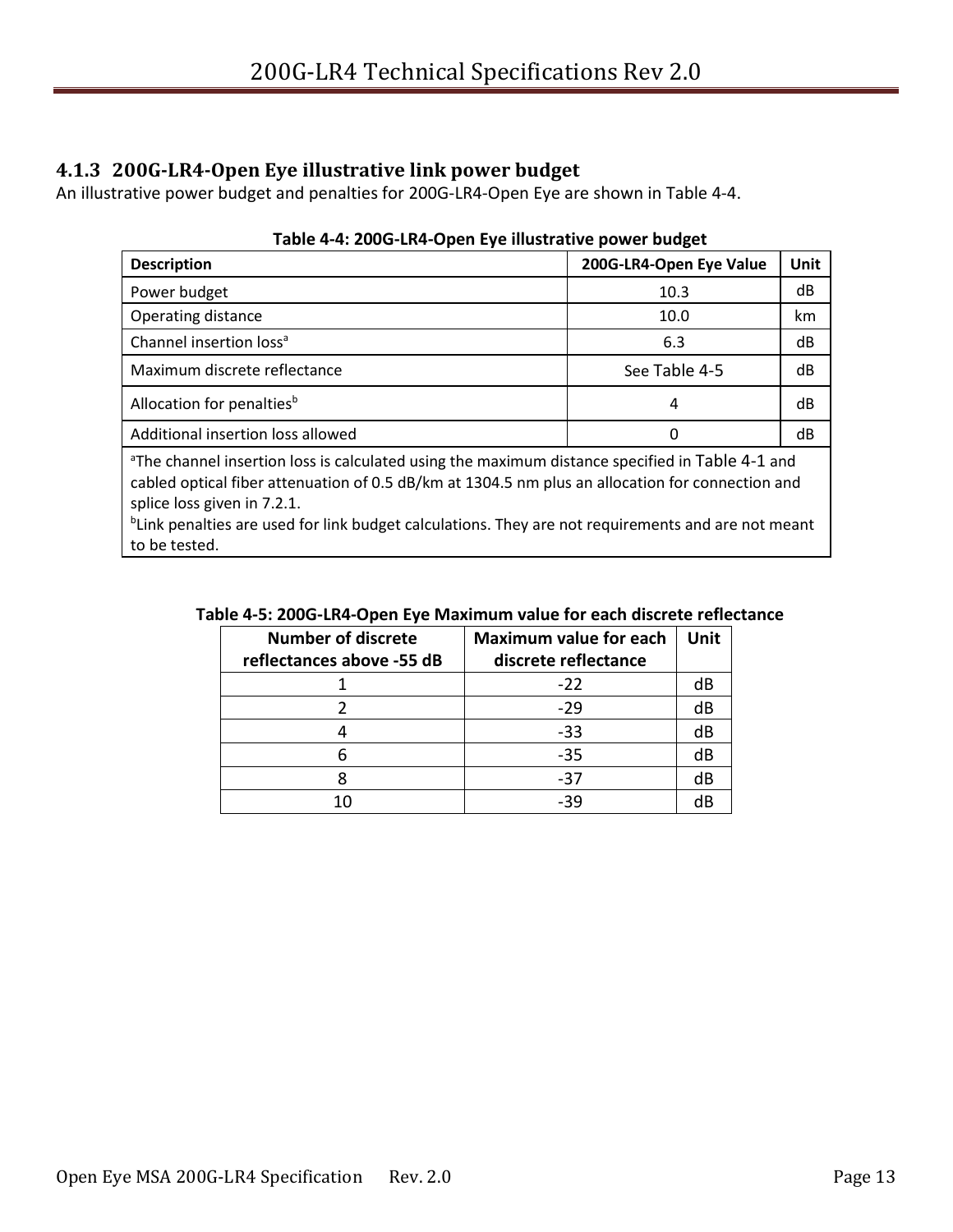### 4.1.3 200G-LR4-Open Eye illustrative link power budget

An illustrative power budget and penalties for 200G-LR4-Open Eye are shown in Table 4-4.

**Table 4-4: 200G-LR4-Open Eye illustrative power budget**

| Description | 200G-LR4-Open Eye Value | Unit |
|---|---|---|
| Power budget | 10.3 | dB |
| Operating distance | 10.0 | km |
| Channel insertion loss[a] | 6.3 | dB |
| Maximum discrete reflectance | See Table 4-5 | dB |
| Allocation for penalties[b] | 4 | dB |
| Additional insertion loss allowed | 0 | dB |

[a]The channel insertion loss is calculated using the maximum distance specified in Table 4-1 and cabled optical fiber attenuation of 0.5 dB/km at 1304.5 nm plus an allocation for connection and splice loss given in 7.2.1.
[b]Link penalties are used for link budget calculations. They are not requirements and are not meant to be tested.

**Table 4-5: 200G-LR4-Open Eye Maximum value for each discrete reflectance**

| Number of discrete reflectances above -55 dB | Maximum value for each discrete reflectance | Unit |
|---|---|---|
| 1 | -22 | dB |
| 2 | -29 | dB |
| 4 | -33 | dB |
| 6 | -35 | dB |
| 8 | -37 | dB |
| 10 | -39 | dB |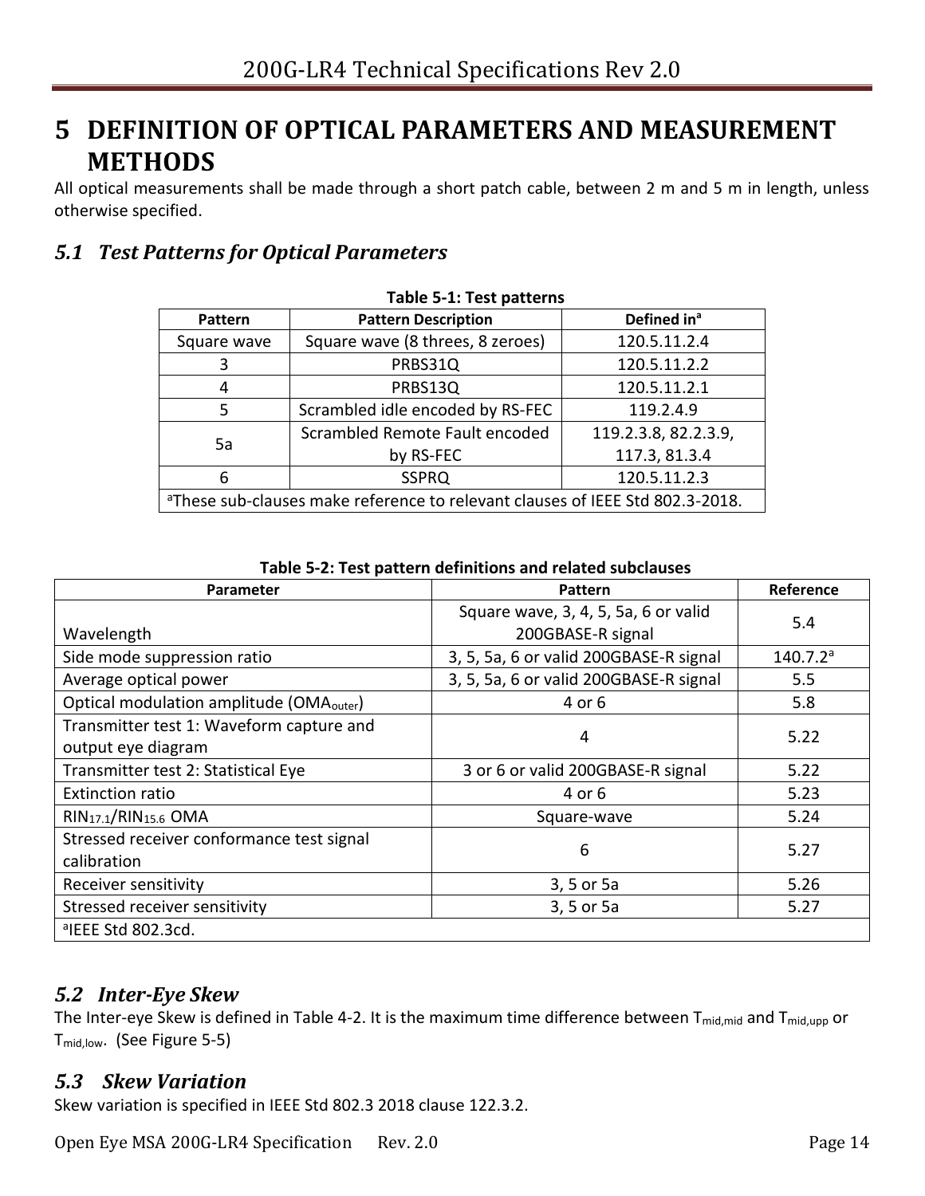# 5 DEFINITION OF OPTICAL PARAMETERS AND MEASUREMENT METHODS

All optical measurements shall be made through a short patch cable, between 2 m and 5 m in length, unless otherwise specified.

## 5.1 Test Patterns for Optical Parameters

**Table 5-1: Test patterns**

| Pattern | Pattern Description | Defined in[a] |
|---|---|---|
| Square wave | Square wave (8 threes, 8 zeroes) | 120.5.11.2.4 |
| 3 | PRBS31Q | 120.5.11.2.2 |
| 4 | PRBS13Q | 120.5.11.2.1 |
| 5 | Scrambled idle encoded by RS-FEC | 119.2.4.9 |
| 5a | Scrambled Remote Fault encoded by RS-FEC | 119.2.3.8, 82.2.3.9, 117.3, 81.3.4 |
| 6 | SSPRQ | 120.5.11.2.3 |
| [a]These sub-clauses make reference to relevant clauses of IEEE Std 802.3-2018. | | |

**Table 5-2: Test pattern definitions and related subclauses**

| Parameter | Pattern | Reference |
|---|---|---|
| Wavelength | Square wave, 3, 4, 5, 5a, 6 or valid 200GBASE-R signal | 5.4 |
| Side mode suppression ratio | 3, 5, 5a, 6 or valid 200GBASE-R signal | 140.7.2[a] |
| Average optical power | 3, 5, 5a, 6 or valid 200GBASE-R signal | 5.5 |
| Optical modulation amplitude ($OMA_{outer}$) | 4 or 6 | 5.8 |
| Transmitter test 1: Waveform capture and output eye diagram | 4 | 5.22 |
| Transmitter test 2: Statistical Eye | 3 or 6 or valid 200GBASE-R signal | 5.22 |
| Extinction ratio | 4 or 6 | 5.23 |
| $RIN_{17.1}$/$RIN_{15.6}$ OMA | Square-wave | 5.24 |
| Stressed receiver conformance test signal calibration | 6 | 5.27 |
| Receiver sensitivity | 3, 5 or 5a | 5.26 |
| Stressed receiver sensitivity | 3, 5 or 5a | 5.27 |
| [a]IEEE Std 802.3cd. | | |

## 5.2 Inter-Eye Skew

The Inter-eye Skew is defined in Table 4-2. It is the maximum time difference between $T_{mid,mid}$ and $T_{mid,upp}$ or $T_{mid,low}$. (See Figure 5-5)

## 5.3 Skew Variation

Skew variation is specified in IEEE Std 802.3 2018 clause 122.3.2.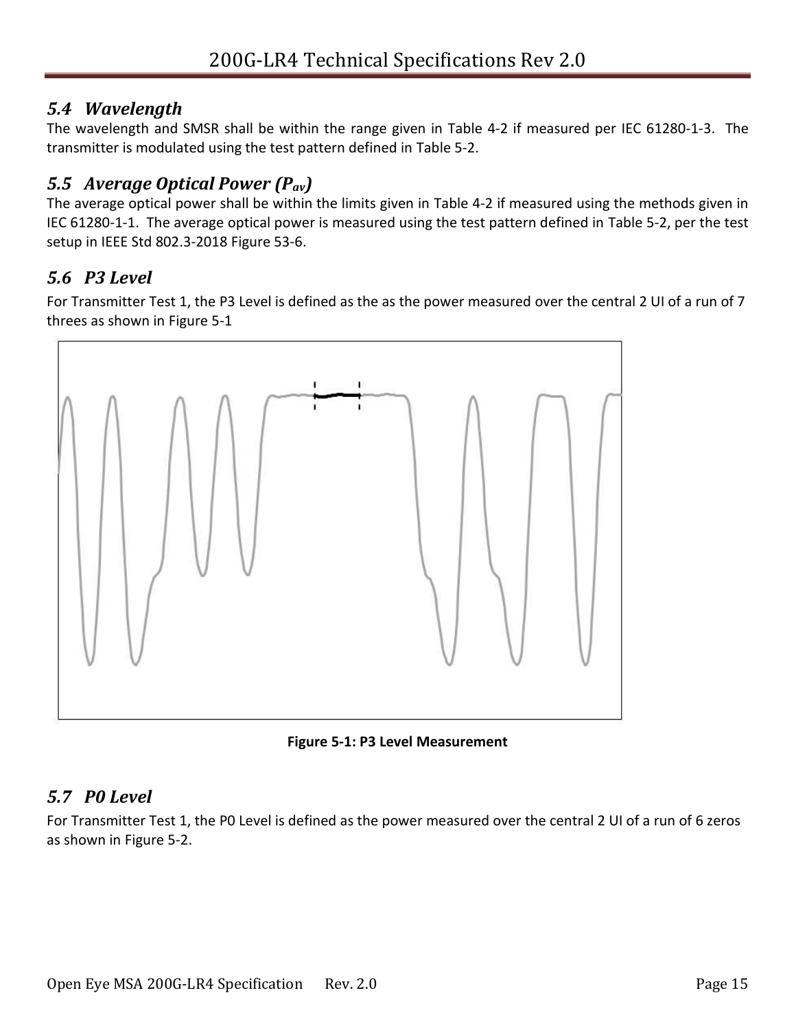### *5.4 Wavelength*

The wavelength and SMSR shall be within the range given in Table 4-2 if measured per IEC 61280-1-3. The transmitter is modulated using the test pattern defined in Table 5-2.

### *5.5 Average Optical Power ($P_{av}$)*

The average optical power shall be within the limits given in Table 4-2 if measured using the methods given in IEC 61280-1-1. The average optical power is measured using the test pattern defined in Table 5-2, per the test setup in IEEE Std 802.3-2018 Figure 53-6.

### *5.6 P3 Level*

For Transmitter Test 1, the P3 Level is defined as the as the power measured over the central 2 UI of a run of 7 threes as shown in Figure 5-1

**Figure 5-1: P3 Level Measurement**

### *5.7 P0 Level*

For Transmitter Test 1, the P0 Level is defined as the power measured over the central 2 UI of a run of 6 zeros as shown in Figure 5-2.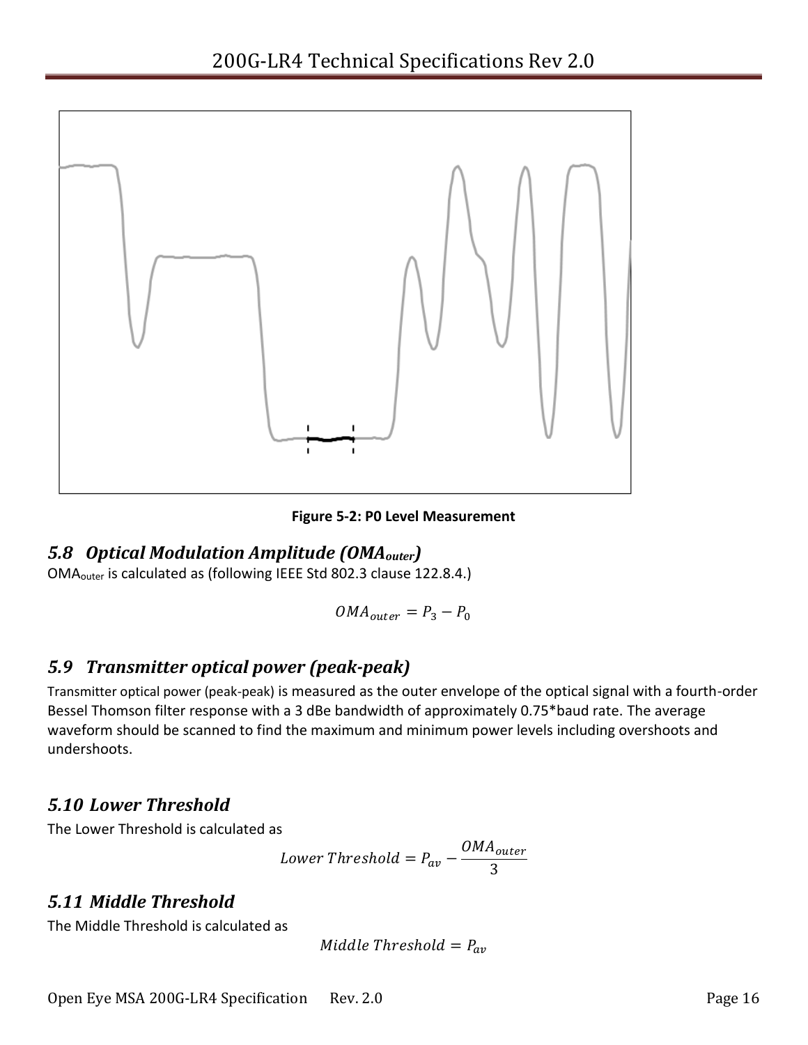Figure 5-2: P0 Level Measurement

## 5.8 Optical Modulation Amplitude ($OMA_{outer}$)

$OMA_{outer}$ is calculated as (following IEEE Std 802.3 clause 122.8.4.)

$$OMA_{outer} = P_3 - P_0$$

## 5.9 Transmitter optical power (peak-peak)

Transmitter optical power (peak-peak) is measured as the outer envelope of the optical signal with a fourth-order Bessel Thomson filter response with a 3 dBe bandwidth of approximately 0.75*baud rate. The average waveform should be scanned to find the maximum and minimum power levels including overshoots and undershoots.

## 5.10 Lower Threshold

The Lower Threshold is calculated as

$$Lower\ Threshold = P_{av} - \frac{OMA_{outer}}{3}$$

## 5.11 Middle Threshold

The Middle Threshold is calculated as

$$Middle\ Threshold = P_{av}$$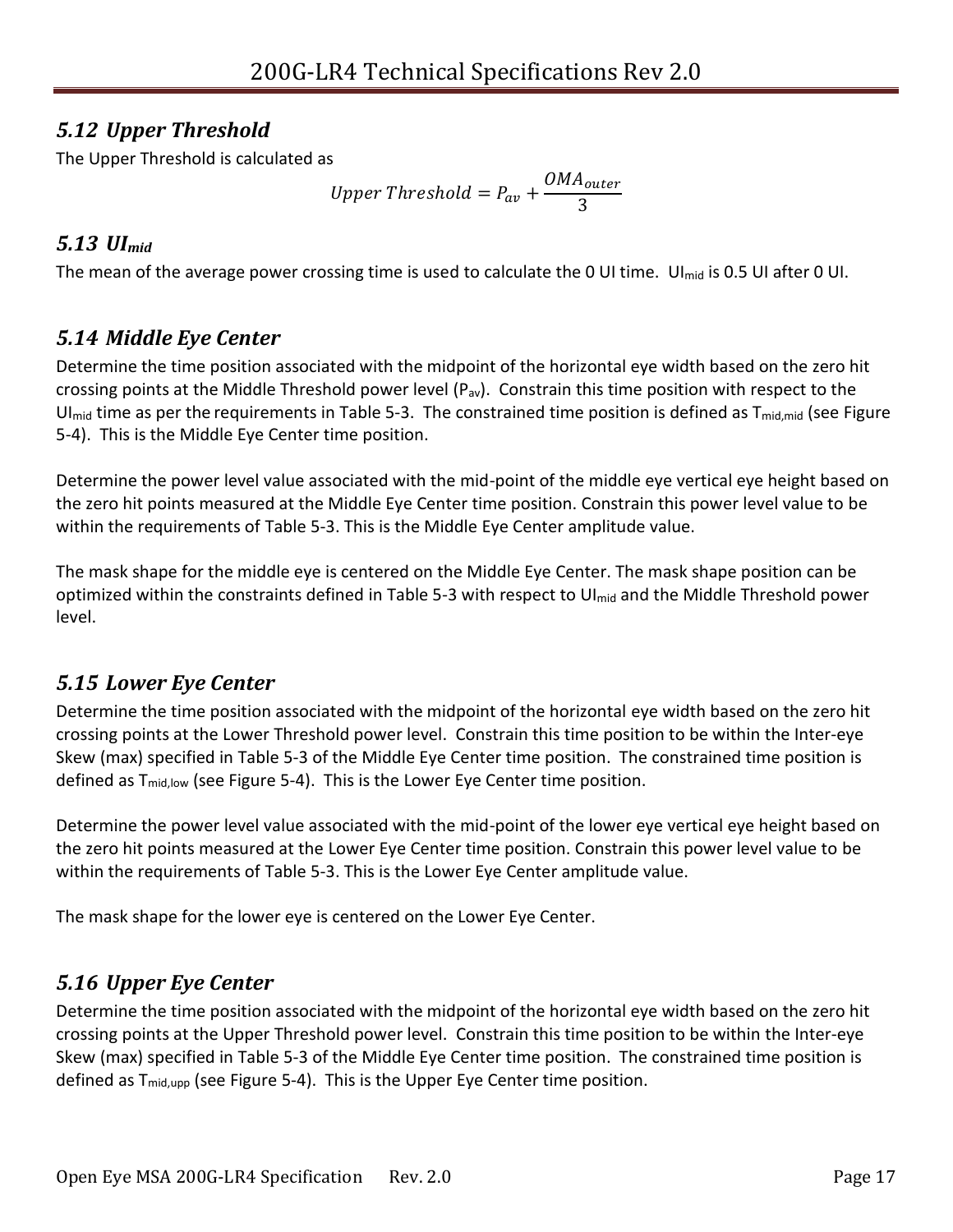### 5.12 Upper Threshold

The Upper Threshold is calculated as

$$Upper\ Threshold = P_{av} + \frac{OMA_{outer}}{3}$$

### 5.13 $UI_{mid}$

The mean of the average power crossing time is used to calculate the 0 UI time. $UI_{mid}$ is 0.5 UI after 0 UI.

### 5.14 Middle Eye Center

Determine the time position associated with the midpoint of the horizontal eye width based on the zero hit crossing points at the Middle Threshold power level ($P_{av}$). Constrain this time position with respect to the $UI_{mid}$ time as per the requirements in Table 5-3. The constrained time position is defined as $T_{mid,mid}$ (see Figure 5-4). This is the Middle Eye Center time position.

Determine the power level value associated with the mid-point of the middle eye vertical eye height based on the zero hit points measured at the Middle Eye Center time position. Constrain this power level value to be within the requirements of Table 5-3. This is the Middle Eye Center amplitude value.

The mask shape for the middle eye is centered on the Middle Eye Center. The mask shape position can be optimized within the constraints defined in Table 5-3 with respect to $UI_{mid}$ and the Middle Threshold power level.

### 5.15 Lower Eye Center

Determine the time position associated with the midpoint of the horizontal eye width based on the zero hit crossing points at the Lower Threshold power level. Constrain this time position to be within the Inter-eye Skew (max) specified in Table 5-3 of the Middle Eye Center time position. The constrained time position is defined as $T_{mid,low}$ (see Figure 5-4). This is the Lower Eye Center time position.

Determine the power level value associated with the mid-point of the lower eye vertical eye height based on the zero hit points measured at the Lower Eye Center time position. Constrain this power level value to be within the requirements of Table 5-3. This is the Lower Eye Center amplitude value.

The mask shape for the lower eye is centered on the Lower Eye Center.

### 5.16 Upper Eye Center

Determine the time position associated with the midpoint of the horizontal eye width based on the zero hit crossing points at the Upper Threshold power level. Constrain this time position to be within the Inter-eye Skew (max) specified in Table 5-3 of the Middle Eye Center time position. The constrained time position is defined as $T_{mid,upp}$ (see Figure 5-4). This is the Upper Eye Center time position.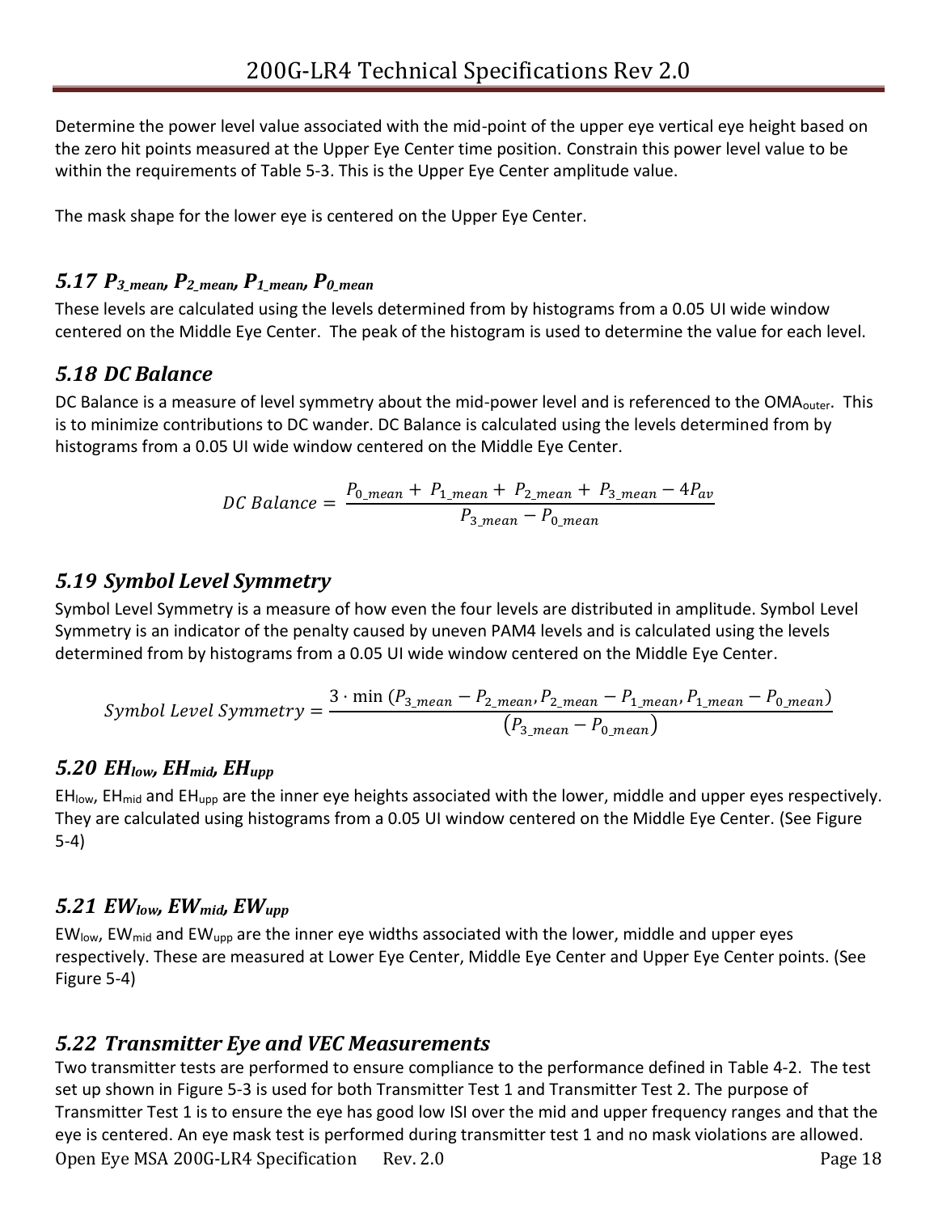Determine the power level value associated with the mid-point of the upper eye vertical eye height based on the zero hit points measured at the Upper Eye Center time position. Constrain this power level value to be within the requirements of Table 5-3. This is the Upper Eye Center amplitude value.

The mask shape for the lower eye is centered on the Upper Eye Center.

### *5.17 $P_{3\_mean}$, $P_{2\_mean}$, $P_{1\_mean}$, $P_{0\_mean}$*

These levels are calculated using the levels determined from by histograms from a 0.05 UI wide window centered on the Middle Eye Center. The peak of the histogram is used to determine the value for each level.

### *5.18 DC Balance*

DC Balance is a measure of level symmetry about the mid-power level and is referenced to the $OMA_{outer}$. This is to minimize contributions to DC wander. DC Balance is calculated using the levels determined from by histograms from a 0.05 UI wide window centered on the Middle Eye Center.

$$DC\ Balance = \frac{P_{0\_mean} + P_{1\_mean} + P_{2\_mean} + P_{3\_mean} - 4P_{av}}{P_{3\_mean} - P_{0\_mean}}$$

### *5.19 Symbol Level Symmetry*

Symbol Level Symmetry is a measure of how even the four levels are distributed in amplitude. Symbol Level Symmetry is an indicator of the penalty caused by uneven PAM4 levels and is calculated using the levels determined from by histograms from a 0.05 UI wide window centered on the Middle Eye Center.

$$Symbol\ Level\ Symmetry = \frac{3 \cdot \min\left(P_{3\_mean} - P_{2\_mean}, P_{2\_mean} - P_{1\_mean}, P_{1\_mean} - P_{0\_mean}\right)}{\left(P_{3\_mean} - P_{0\_mean}\right)}$$

### *5.20 $EH_{low}$, $EH_{mid}$, $EH_{upp}$*

$EH_{low}$, $EH_{mid}$ and $EH_{upp}$ are the inner eye heights associated with the lower, middle and upper eyes respectively. They are calculated using histograms from a 0.05 UI window centered on the Middle Eye Center. (See Figure 5-4)

### *5.21 $EW_{low}$, $EW_{mid}$, $EW_{upp}$*

$EW_{low}$, $EW_{mid}$ and $EW_{upp}$ are the inner eye widths associated with the lower, middle and upper eyes respectively. These are measured at Lower Eye Center, Middle Eye Center and Upper Eye Center points. (See Figure 5-4)

### *5.22 Transmitter Eye and VEC Measurements*

Two transmitter tests are performed to ensure compliance to the performance defined in Table 4-2. The test set up shown in Figure 5-3 is used for both Transmitter Test 1 and Transmitter Test 2. The purpose of Transmitter Test 1 is to ensure the eye has good low ISI over the mid and upper frequency ranges and that the eye is centered. An eye mask test is performed during transmitter test 1 and no mask violations are allowed.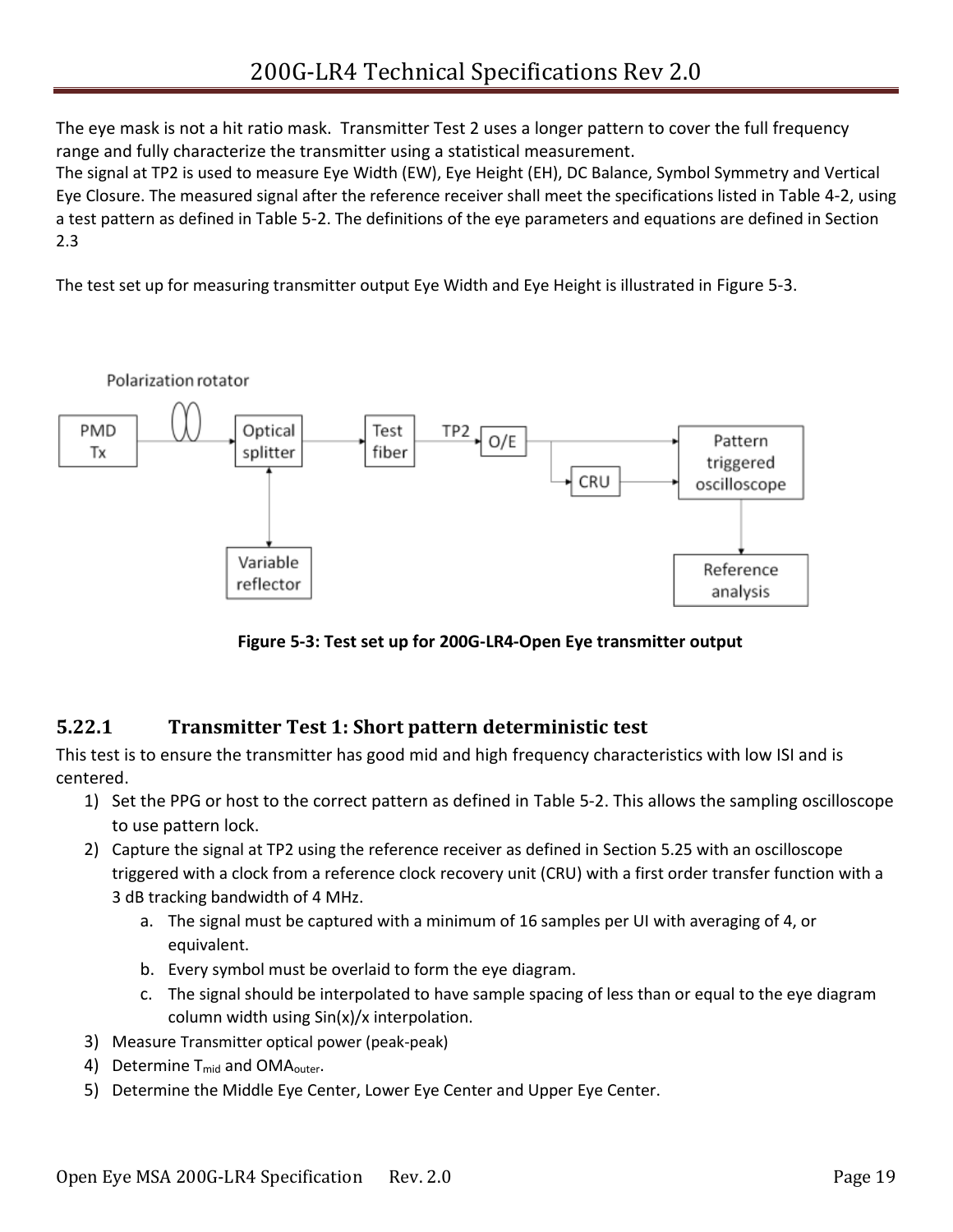The eye mask is not a hit ratio mask. Transmitter Test 2 uses a longer pattern to cover the full frequency range and fully characterize the transmitter using a statistical measurement.
The signal at TP2 is used to measure Eye Width (EW), Eye Height (EH), DC Balance, Symbol Symmetry and Vertical Eye Closure. The measured signal after the reference receiver shall meet the specifications listed in Table 4-2, using a test pattern as defined in Table 5-2. The definitions of the eye parameters and equations are defined in Section 2.3

The test set up for measuring transmitter output Eye Width and Eye Height is illustrated in Figure 5-3.

**Figure 5-3: Test set up for 200G-LR4-Open Eye transmitter output**

### 5.22.1 Transmitter Test 1: Short pattern deterministic test

This test is to ensure the transmitter has good mid and high frequency characteristics with low ISI and is centered.

1) Set the PPG or host to the correct pattern as defined in Table 5-2. This allows the sampling oscilloscope to use pattern lock.
2) Capture the signal at TP2 using the reference receiver as defined in Section 5.25 with an oscilloscope triggered with a clock from a reference clock recovery unit (CRU) with a first order transfer function with a 3 dB tracking bandwidth of 4 MHz.
    a. The signal must be captured with a minimum of 16 samples per UI with averaging of 4, or equivalent.
    b. Every symbol must be overlaid to form the eye diagram.
    c. The signal should be interpolated to have sample spacing of less than or equal to the eye diagram column width using Sin(x)/x interpolation.
3) Measure Transmitter optical power (peak-peak)
4) Determine $T_{mid}$ and $OMA_{outer}$.
5) Determine the Middle Eye Center, Lower Eye Center and Upper Eye Center.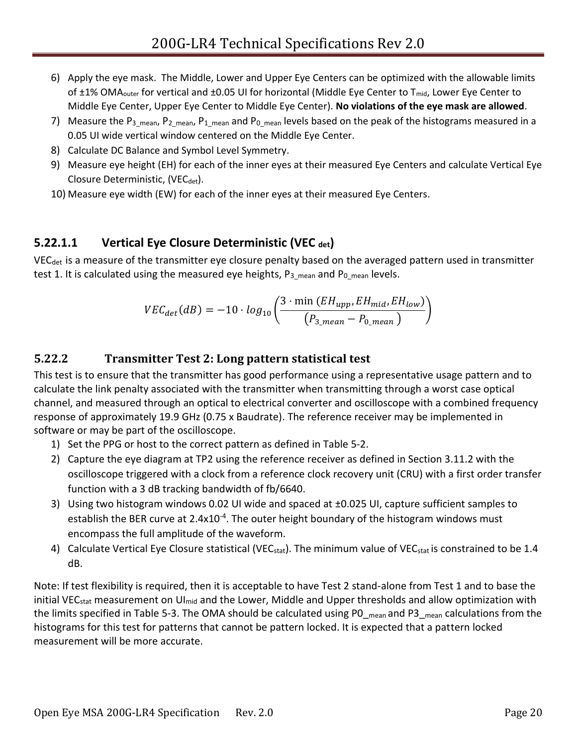6) Apply the eye mask. The Middle, Lower and Upper Eye Centers can be optimized with the allowable limits of ±1% $OMA_{outer}$ for vertical and ±0.05 UI for horizontal (Middle Eye Center to $T_{mid}$, Lower Eye Center to Middle Eye Center, Upper Eye Center to Middle Eye Center). **No violations of the eye mask are allowed**.
7) Measure the $P_{3\_mean}$, $P_{2\_mean}$, $P_{1\_mean}$ and $P_{0\_mean}$ levels based on the peak of the histograms measured in a 0.05 UI wide vertical window centered on the Middle Eye Center.
8) Calculate DC Balance and Symbol Level Symmetry.
9) Measure eye height (EH) for each of the inner eyes at their measured Eye Centers and calculate Vertical Eye Closure Deterministic, ($VEC_{det}$).
10) Measure eye width (EW) for each of the inner eyes at their measured Eye Centers.

#### 5.22.1.1 Vertical Eye Closure Deterministic ($VEC_{det}$)

$VEC_{det}$ is a measure of the transmitter eye closure penalty based on the averaged pattern used in transmitter test 1. It is calculated using the measured eye heights, $P_{3\_mean}$ and $P_{0\_mean}$ levels.

$$VEC_{det}(dB) = -10 \cdot log_{10}\left(\frac{3 \cdot \min\left(EH_{upp}, EH_{mid}, EH_{low}\right)}{\left(P_{3\_mean} - P_{0\_mean}\right)}\right)$$

### 5.22.2 Transmitter Test 2: Long pattern statistical test

This test is to ensure that the transmitter has good performance using a representative usage pattern and to calculate the link penalty associated with the transmitter when transmitting through a worst case optical channel, and measured through an optical to electrical converter and oscilloscope with a combined frequency response of approximately 19.9 GHz (0.75 x Baudrate). The reference receiver may be implemented in software or may be part of the oscilloscope.

1) Set the PPG or host to the correct pattern as defined in Table 5-2.
2) Capture the eye diagram at TP2 using the reference receiver as defined in Section 3.11.2 with the oscilloscope triggered with a clock from a reference clock recovery unit (CRU) with a first order transfer function with a 3 dB tracking bandwidth of fb/6640.
3) Using two histogram windows 0.02 UI wide and spaced at ±0.025 UI, capture sufficient samples to establish the BER curve at $2.4x10^{-4}$. The outer height boundary of the histogram windows must encompass the full amplitude of the waveform.
4) Calculate Vertical Eye Closure statistical ($VEC_{stat}$). The minimum value of $VEC_{stat}$ is constrained to be 1.4 dB.

Note: If test flexibility is required, then it is acceptable to have Test 2 stand-alone from Test 1 and to base the initial $VEC_{stat}$ measurement on $UI_{mid}$ and the Lower, Middle and Upper thresholds and allow optimization with the limits specified in Table 5-3. The OMA should be calculated using $P0\_{mean}$ and $P3\_{mean}$ calculations from the histograms for this test for patterns that cannot be pattern locked. It is expected that a pattern locked measurement will be more accurate.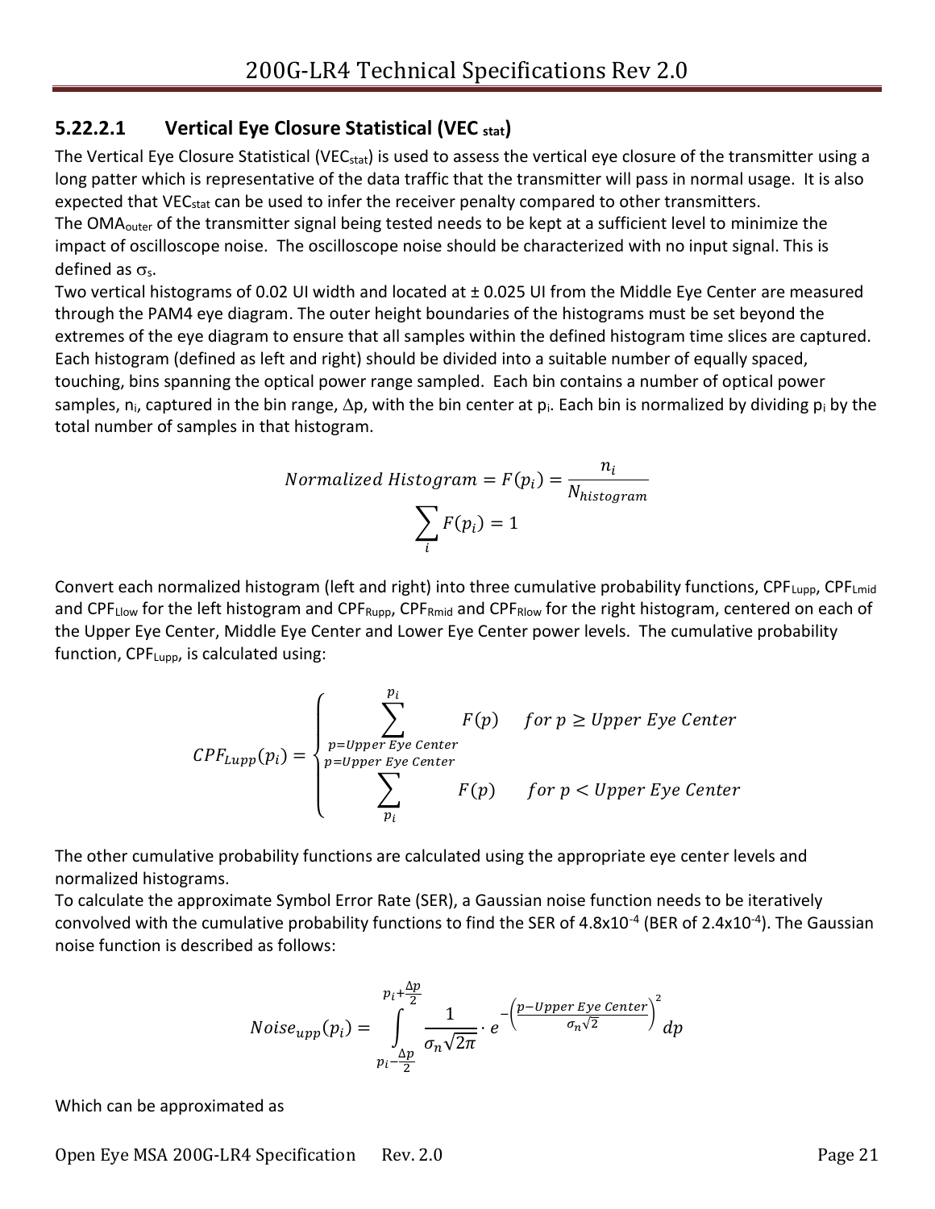#### 5.22.2.1 Vertical Eye Closure Statistical ($VEC_{stat}$)

The Vertical Eye Closure Statistical ($VEC_{stat}$) is used to assess the vertical eye closure of the transmitter using a long patter which is representative of the data traffic that the transmitter will pass in normal usage. It is also expected that $VEC_{stat}$ can be used to infer the receiver penalty compared to other transmitters.

The $OMA_{outer}$ of the transmitter signal being tested needs to be kept at a sufficient level to minimize the impact of oscilloscope noise. The oscilloscope noise should be characterized with no input signal. This is defined as $\sigma_s$.

Two vertical histograms of 0.02 UI width and located at ± 0.025 UI from the Middle Eye Center are measured through the PAM4 eye diagram. The outer height boundaries of the histograms must be set beyond the extremes of the eye diagram to ensure that all samples within the defined histogram time slices are captured. Each histogram (defined as left and right) should be divided into a suitable number of equally spaced, touching, bins spanning the optical power range sampled. Each bin contains a number of optical power samples, $n_i$, captured in the bin range, $\Delta p$, with the bin center at $p_i$. Each bin is normalized by dividing $p_i$ by the total number of samples in that histogram.

$$Normalized\ Histogram = F(p_i) = \frac{n_i}{N_{histogram}}$$

$$\sum_i F(p_i) = 1$$

Convert each normalized histogram (left and right) into three cumulative probability functions, $CPF_{Lupp}$, $CPF_{Lmid}$ and $CPF_{Llow}$ for the left histogram and $CPF_{Rupp}$, $CPF_{Rmid}$ and $CPF_{Rlow}$ for the right histogram, centered on each of the Upper Eye Center, Middle Eye Center and Lower Eye Center power levels. The cumulative probability function, $CPF_{Lupp}$, is calculated using:

$$CPF_{Lupp}(p_i) = \begin{cases} \displaystyle\sum_{p=Upper\ Eye\ Center}^{p_i} F(p) & for\ p \geq Upper\ Eye\ Center \\ \displaystyle\sum_{p_i}^{p=Upper\ Eye\ Center} F(p) & for\ p < Upper\ Eye\ Center \end{cases}$$

The other cumulative probability functions are calculated using the appropriate eye center levels and normalized histograms.

To calculate the approximate Symbol Error Rate (SER), a Gaussian noise function needs to be iteratively convolved with the cumulative probability functions to find the SER of $4.8\times10^{-4}$ (BER of $2.4\times10^{-4}$). The Gaussian noise function is described as follows:

$$Noise_{upp}(p_i) = \int_{p_i-\frac{\Delta p}{2}}^{p_i+\frac{\Delta p}{2}} \frac{1}{\sigma_n\sqrt{2\pi}} \cdot e^{-\left(\frac{p-Upper\ Eye\ Center}{\sigma_n\sqrt{2}}\right)^2} dp$$

Which can be approximated as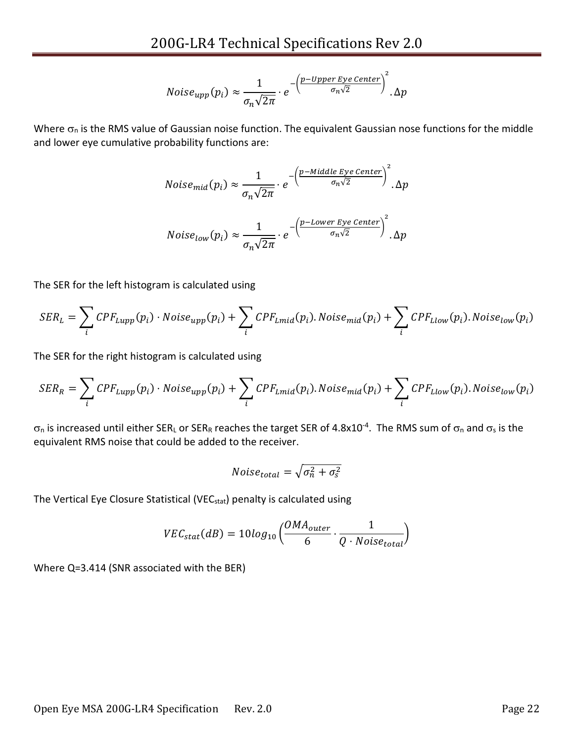$$Noise_{upp}(p_i) \approx \frac{1}{\sigma_n\sqrt{2\pi}} \cdot e^{-\left(\frac{p-Upper\ Eye\ Center}{\sigma_n\sqrt{2}}\right)^2} .\Delta p$$

Where $\sigma_n$ is the RMS value of Gaussian noise function. The equivalent Gaussian nose functions for the middle and lower eye cumulative probability functions are:

$$Noise_{mid}(p_i) \approx \frac{1}{\sigma_n\sqrt{2\pi}} \cdot e^{-\left(\frac{p-Middle\ Eye\ Center}{\sigma_n\sqrt{2}}\right)^2} .\Delta p$$

$$Noise_{low}(p_i) \approx \frac{1}{\sigma_n\sqrt{2\pi}} \cdot e^{-\left(\frac{p-Lower\ Eye\ Center}{\sigma_n\sqrt{2}}\right)^2} .\Delta p$$

The SER for the left histogram is calculated using

$$SER_L = \sum_i CPF_{Lupp}(p_i) \cdot Noise_{upp}(p_i) + \sum_i CPF_{Lmid}(p_i).Noise_{mid}(p_i) + \sum_i CPF_{Llow}(p_i).Noise_{low}(p_i)$$

The SER for the right histogram is calculated using

$$SER_R = \sum_i CPF_{Lupp}(p_i) \cdot Noise_{upp}(p_i) + \sum_i CPF_{Lmid}(p_i).Noise_{mid}(p_i) + \sum_i CPF_{Llow}(p_i).Noise_{low}(p_i)$$

$\sigma_n$ is increased until either $SER_L$ or $SER_R$ reaches the target SER of $4.8 \times 10^{-4}$. The RMS sum of $\sigma_n$ and $\sigma_s$ is the equivalent RMS noise that could be added to the receiver.

$$Noise_{total} = \sqrt{\sigma_n^2 + \sigma_s^2}$$

The Vertical Eye Closure Statistical ($VEC_{stat}$) penalty is calculated using

$$VEC_{stat}(dB) = 10log_{10}\left(\frac{OMA_{outer}}{6} \cdot \frac{1}{Q \cdot Noise_{total}}\right)$$

Where Q=3.414 (SNR associated with the BER)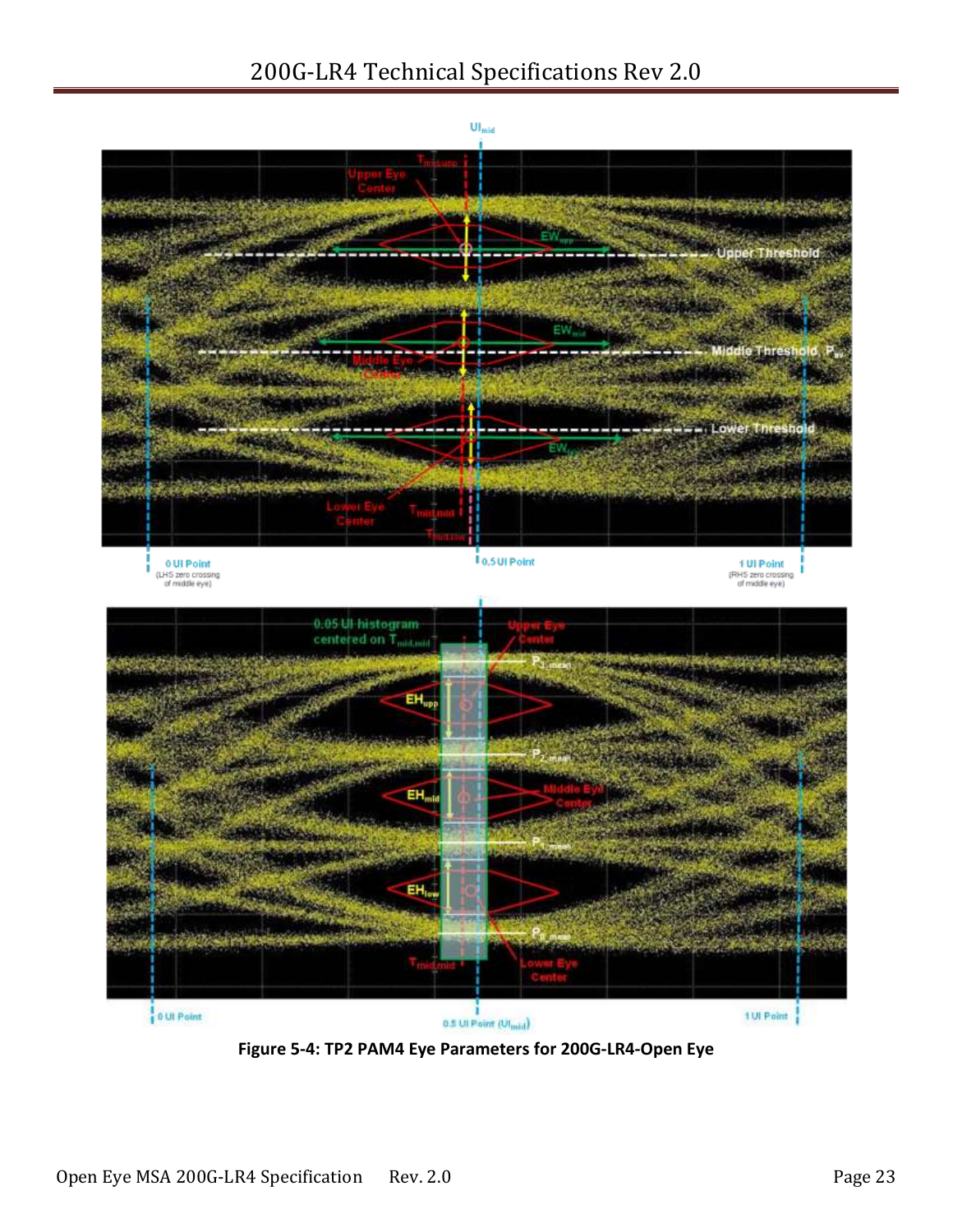Figure 5-4: TP2 PAM4 Eye Parameters for 200G-LR4-Open Eye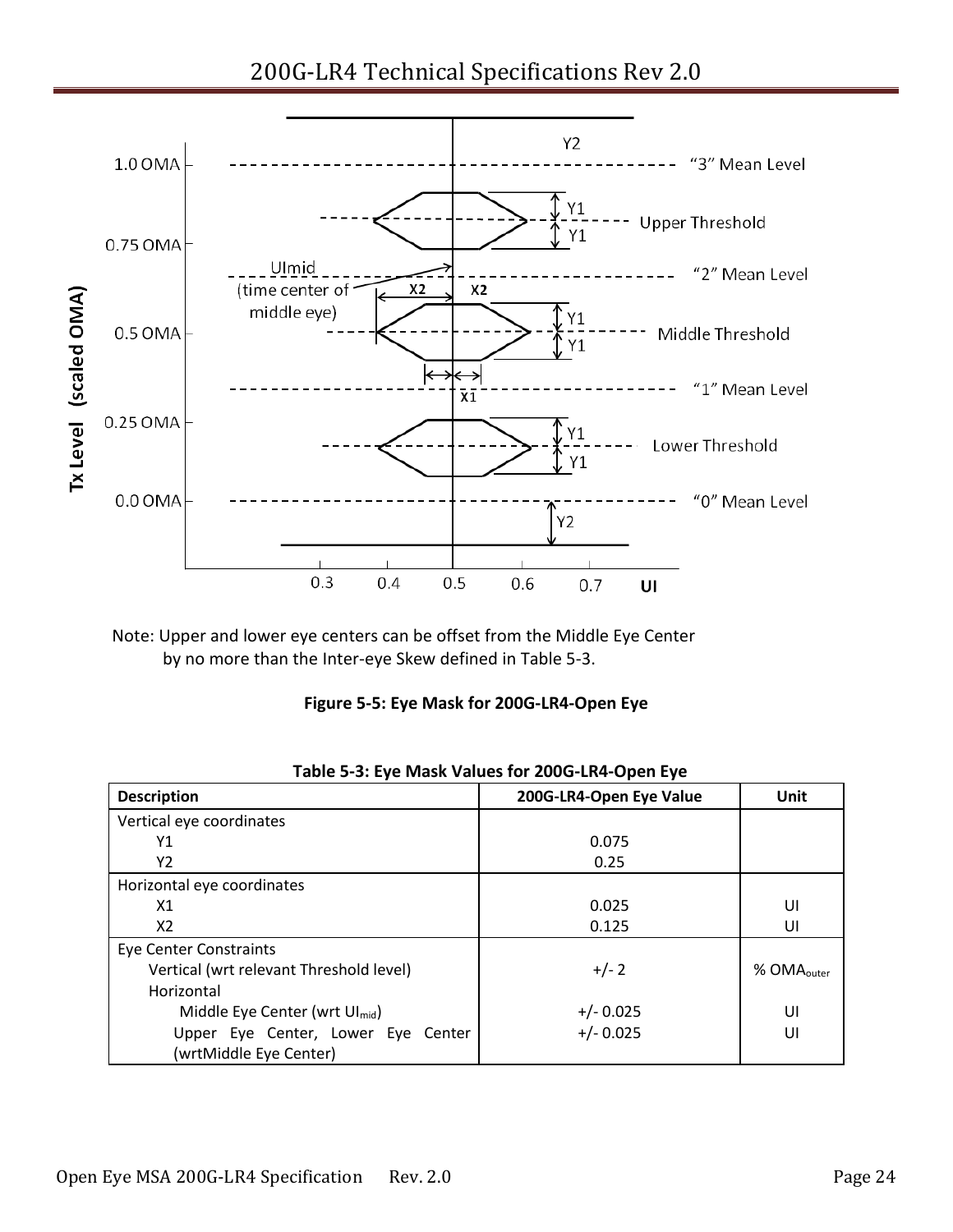Note: Upper and lower eye centers can be offset from the Middle Eye Center by no more than the Inter-eye Skew defined in Table 5-3.

**Figure 5-5: Eye Mask for 200G-LR4-Open Eye**

**Table 5-3: Eye Mask Values for 200G-LR4-Open Eye**

| Description | 200G-LR4-Open Eye Value | Unit |
|---|---|---|
| Vertical eye coordinates | | |
| Y1 | 0.075 | |
| Y2 | 0.25 | |
| Horizontal eye coordinates | | |
| X1 | 0.025 | UI |
| X2 | 0.125 | UI |
| Eye Center Constraints | | |
| Vertical (wrt relevant Threshold level) | +/- 2 | % $OMA_{outer}$ |
| Horizontal | | |
| Middle Eye Center (wrt $UI_{mid}$) | +/- 0.025 | UI |
| Upper Eye Center, Lower Eye Center (wrtMiddle Eye Center) | +/- 0.025 | UI |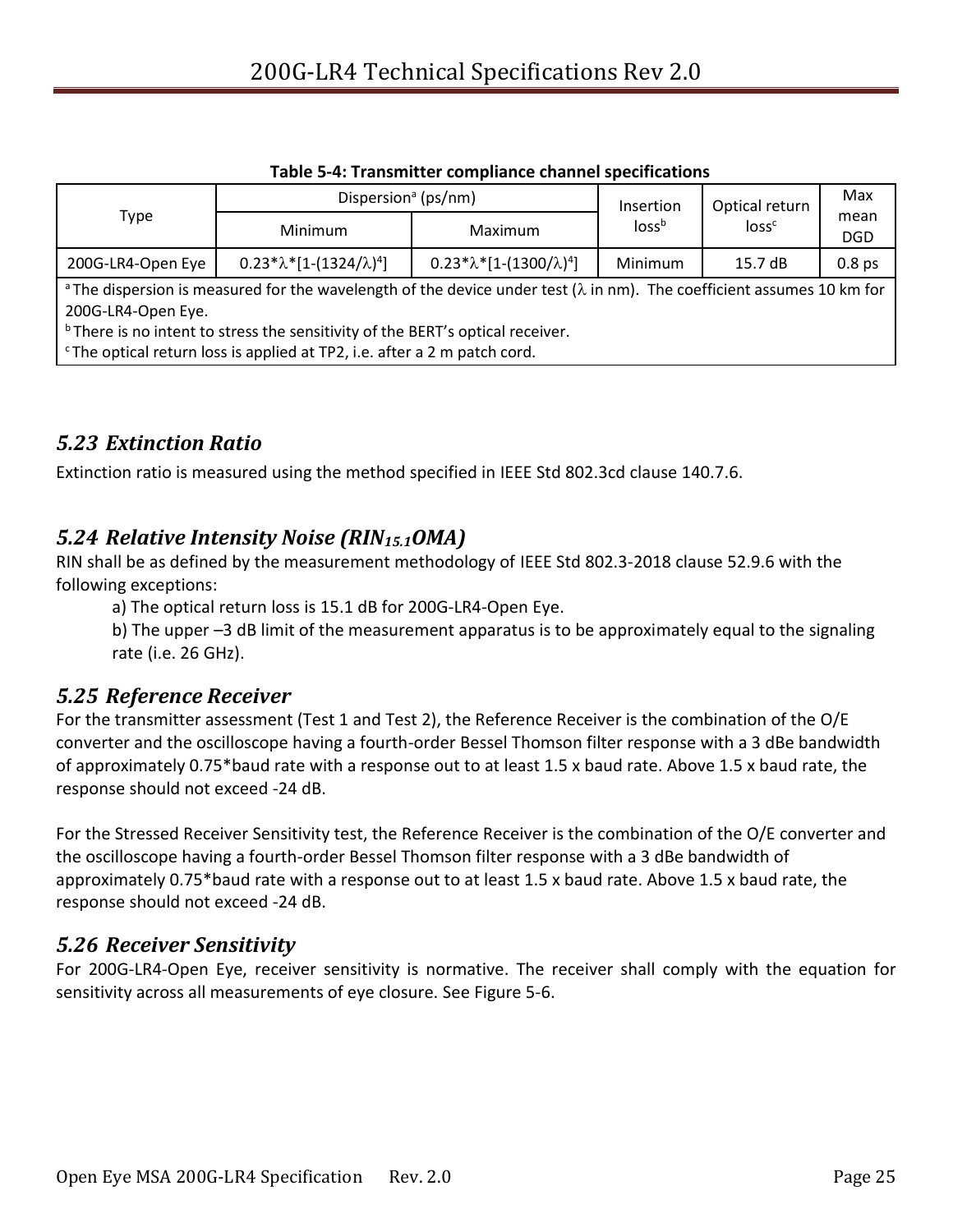**Table 5-4: Transmitter compliance channel specifications**

| Type | Dispersion[a] (ps/nm) | | Insertion loss[b] | Optical return loss[c] | Max mean DGD |
|---|---|---|---|---|---|
| | Minimum | Maximum | | | |
| 200G-LR4-Open Eye | $0.23*\lambda*[1-(1324/\lambda)^4]$ | $0.23*\lambda*[1-(1300/\lambda)^4]$ | Minimum | 15.7 dB | 0.8 ps |

[a] The dispersion is measured for the wavelength of the device under test ($\lambda$ in nm). The coefficient assumes 10 km for 200G-LR4-Open Eye.
[b] There is no intent to stress the sensitivity of the BERT's optical receiver.
[c] The optical return loss is applied at TP2, i.e. after a 2 m patch cord.

## *5.23 Extinction Ratio*

Extinction ratio is measured using the method specified in IEEE Std 802.3cd clause 140.7.6.

## *5.24 Relative Intensity Noise ($RIN_{15.1}OMA$)*

RIN shall be as defined by the measurement methodology of IEEE Std 802.3-2018 clause 52.9.6 with the following exceptions:

a) The optical return loss is 15.1 dB for 200G-LR4-Open Eye.

b) The upper –3 dB limit of the measurement apparatus is to be approximately equal to the signaling rate (i.e. 26 GHz).

## *5.25 Reference Receiver*

For the transmitter assessment (Test 1 and Test 2), the Reference Receiver is the combination of the O/E converter and the oscilloscope having a fourth-order Bessel Thomson filter response with a 3 dBe bandwidth of approximately 0.75*baud rate with a response out to at least 1.5 x baud rate. Above 1.5 x baud rate, the response should not exceed -24 dB.

For the Stressed Receiver Sensitivity test, the Reference Receiver is the combination of the O/E converter and the oscilloscope having a fourth-order Bessel Thomson filter response with a 3 dBe bandwidth of approximately 0.75*baud rate with a response out to at least 1.5 x baud rate. Above 1.5 x baud rate, the response should not exceed -24 dB.

## *5.26 Receiver Sensitivity*

For 200G-LR4-Open Eye, receiver sensitivity is normative. The receiver shall comply with the equation for sensitivity across all measurements of eye closure. See Figure 5-6.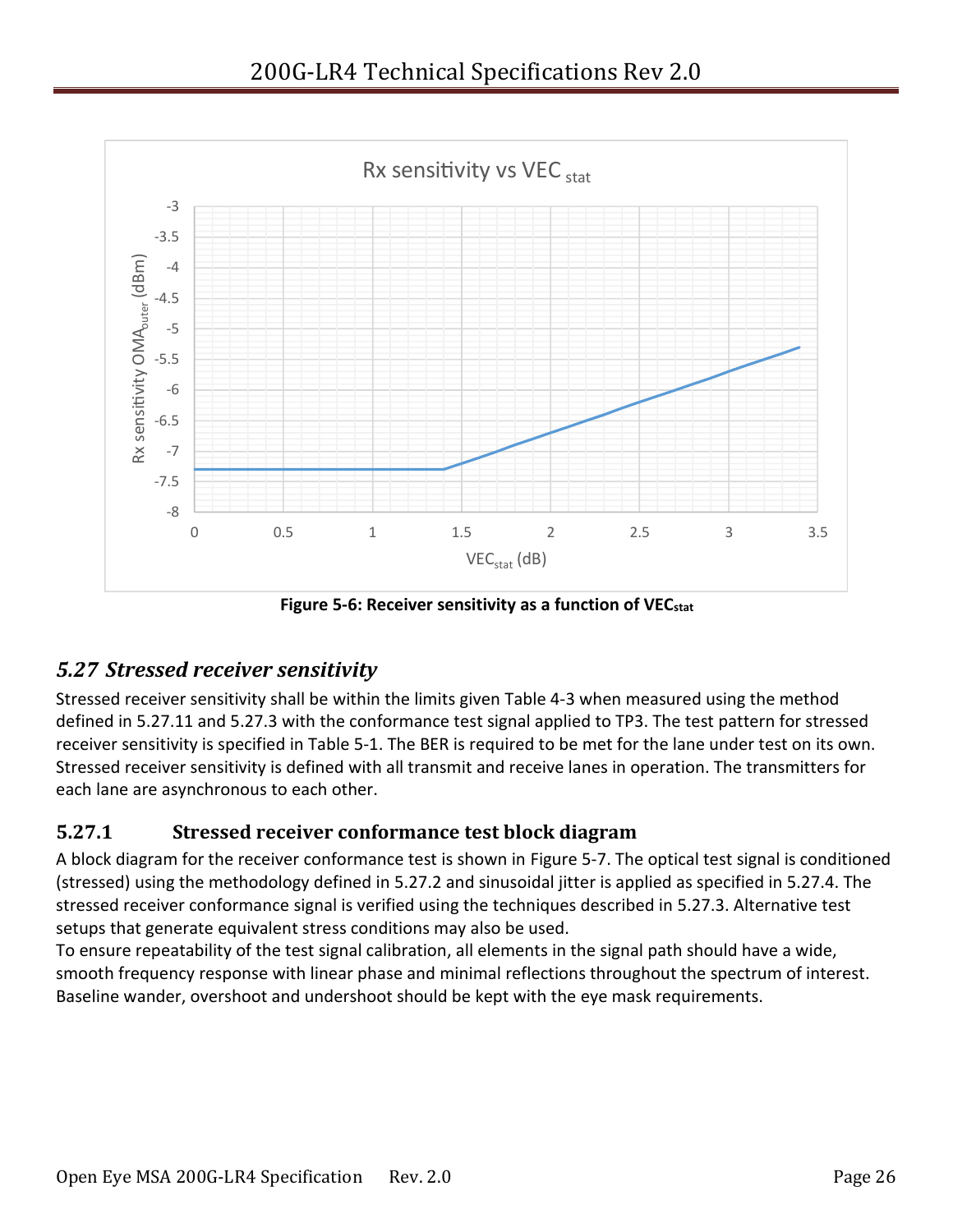Figure 5-6: Receiver sensitivity as a function of $VEC_{stat}$

## 5.27 *Stressed receiver sensitivity*

Stressed receiver sensitivity shall be within the limits given Table 4-3 when measured using the method defined in 5.27.11 and 5.27.3 with the conformance test signal applied to TP3. The test pattern for stressed receiver sensitivity is specified in Table 5-1. The BER is required to be met for the lane under test on its own. Stressed receiver sensitivity is defined with all transmit and receive lanes in operation. The transmitters for each lane are asynchronous to each other.

### 5.27.1 Stressed receiver conformance test block diagram

A block diagram for the receiver conformance test is shown in Figure 5-7. The optical test signal is conditioned (stressed) using the methodology defined in 5.27.2 and sinusoidal jitter is applied as specified in 5.27.4. The stressed receiver conformance signal is verified using the techniques described in 5.27.3. Alternative test setups that generate equivalent stress conditions may also be used.
To ensure repeatability of the test signal calibration, all elements in the signal path should have a wide, smooth frequency response with linear phase and minimal reflections throughout the spectrum of interest. Baseline wander, overshoot and undershoot should be kept with the eye mask requirements.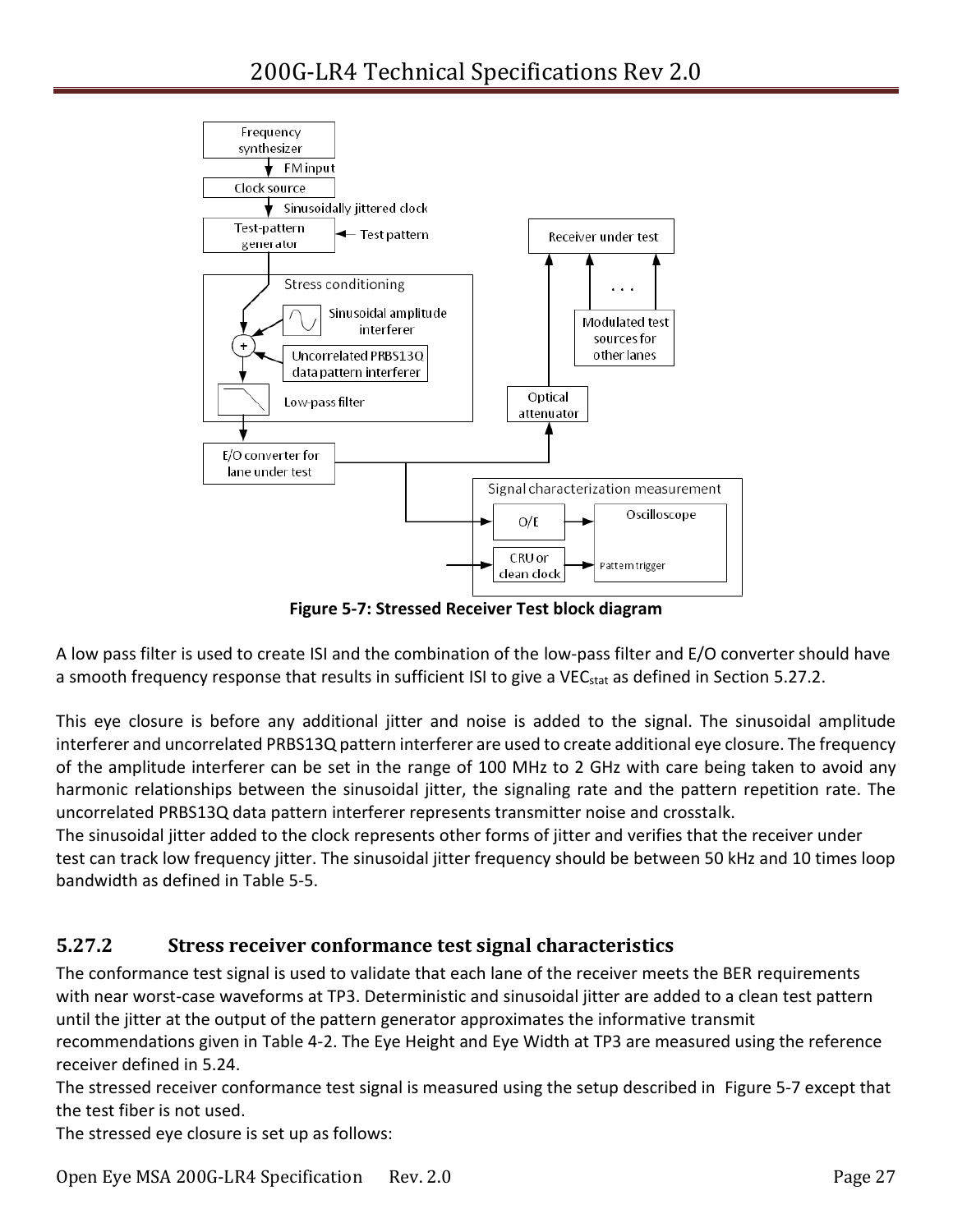Figure 5-7: Stressed Receiver Test block diagram

A low pass filter is used to create ISI and the combination of the low-pass filter and E/O converter should have a smooth frequency response that results in sufficient ISI to give a $VEC_{stat}$ as defined in Section 5.27.2.

This eye closure is before any additional jitter and noise is added to the signal. The sinusoidal amplitude interferer and uncorrelated PRBS13Q pattern interferer are used to create additional eye closure. The frequency of the amplitude interferer can be set in the range of 100 MHz to 2 GHz with care being taken to avoid any harmonic relationships between the sinusoidal jitter, the signaling rate and the pattern repetition rate. The uncorrelated PRBS13Q data pattern interferer represents transmitter noise and crosstalk.
The sinusoidal jitter added to the clock represents other forms of jitter and verifies that the receiver under test can track low frequency jitter. The sinusoidal jitter frequency should be between 50 kHz and 10 times loop bandwidth as defined in Table 5-5.

### 5.27.2 Stress receiver conformance test signal characteristics

The conformance test signal is used to validate that each lane of the receiver meets the BER requirements with near worst-case waveforms at TP3. Deterministic and sinusoidal jitter are added to a clean test pattern until the jitter at the output of the pattern generator approximates the informative transmit recommendations given in Table 4-2. The Eye Height and Eye Width at TP3 are measured using the reference receiver defined in 5.24.
The stressed receiver conformance test signal is measured using the setup described in Figure 5-7 except that the test fiber is not used.
The stressed eye closure is set up as follows: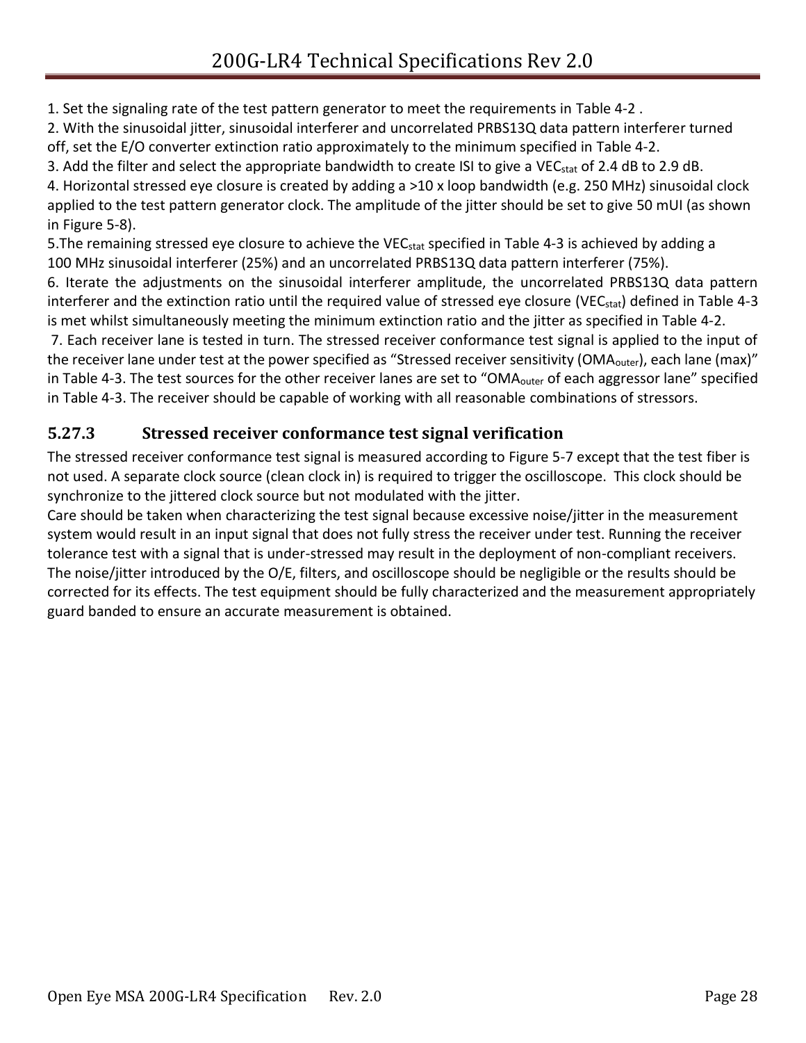1. Set the signaling rate of the test pattern generator to meet the requirements in Table 4-2 .
2. With the sinusoidal jitter, sinusoidal interferer and uncorrelated PRBS13Q data pattern interferer turned off, set the E/O converter extinction ratio approximately to the minimum specified in Table 4-2.
3. Add the filter and select the appropriate bandwidth to create ISI to give a $VEC_{stat}$ of 2.4 dB to 2.9 dB.
4. Horizontal stressed eye closure is created by adding a >10 x loop bandwidth (e.g. 250 MHz) sinusoidal clock applied to the test pattern generator clock. The amplitude of the jitter should be set to give 50 mUI (as shown in Figure 5-8).
5. The remaining stressed eye closure to achieve the $VEC_{stat}$ specified in Table 4-3 is achieved by adding a 100 MHz sinusoidal interferer (25%) and an uncorrelated PRBS13Q data pattern interferer (75%).
6. Iterate the adjustments on the sinusoidal interferer amplitude, the uncorrelated PRBS13Q data pattern interferer and the extinction ratio until the required value of stressed eye closure ($VEC_{stat}$) defined in Table 4-3 is met whilst simultaneously meeting the minimum extinction ratio and the jitter as specified in Table 4-2.
7. Each receiver lane is tested in turn. The stressed receiver conformance test signal is applied to the input of the receiver lane under test at the power specified as "Stressed receiver sensitivity ($OMA_{outer}$), each lane (max)" in Table 4-3. The test sources for the other receiver lanes are set to "$OMA_{outer}$ of each aggressor lane" specified in Table 4-3. The receiver should be capable of working with all reasonable combinations of stressors.

### 5.27.3 Stressed receiver conformance test signal verification

The stressed receiver conformance test signal is measured according to Figure 5-7 except that the test fiber is not used. A separate clock source (clean clock in) is required to trigger the oscilloscope. This clock should be synchronize to the jittered clock source but not modulated with the jitter.

Care should be taken when characterizing the test signal because excessive noise/jitter in the measurement system would result in an input signal that does not fully stress the receiver under test. Running the receiver tolerance test with a signal that is under-stressed may result in the deployment of non-compliant receivers. The noise/jitter introduced by the O/E, filters, and oscilloscope should be negligible or the results should be corrected for its effects. The test equipment should be fully characterized and the measurement appropriately guard banded to ensure an accurate measurement is obtained.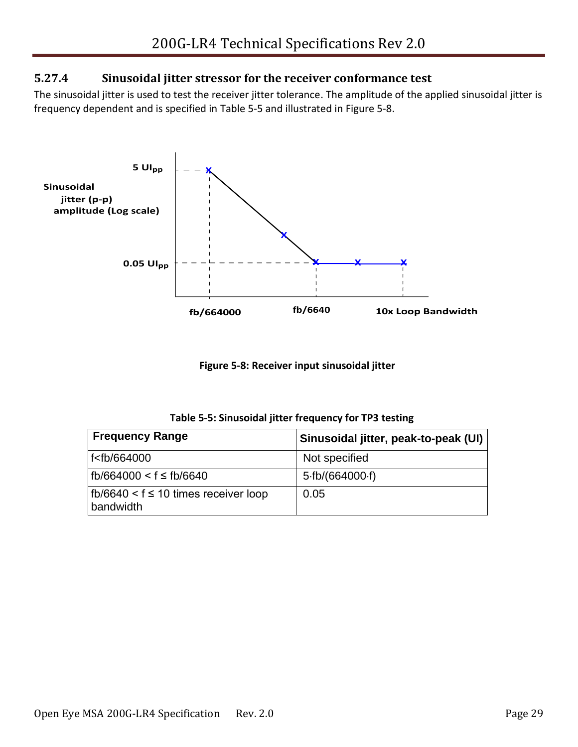### 5.27.4 Sinusoidal jitter stressor for the receiver conformance test

The sinusoidal jitter is used to test the receiver jitter tolerance. The amplitude of the applied sinusoidal jitter is frequency dependent and is specified in Table 5-5 and illustrated in Figure 5-8.

**Figure 5-8: Receiver input sinusoidal jitter**

**Table 5-5: Sinusoidal jitter frequency for TP3 testing**

| Frequency Range | Sinusoidal jitter, peak-to-peak (UI) |
|---|---|
| f<fb/664000 | Not specified |
| fb/664000 < f ≤ fb/6640 | 5·fb/(664000·f) |
| fb/6640 < f ≤ 10 times receiver loop bandwidth | 0.05 |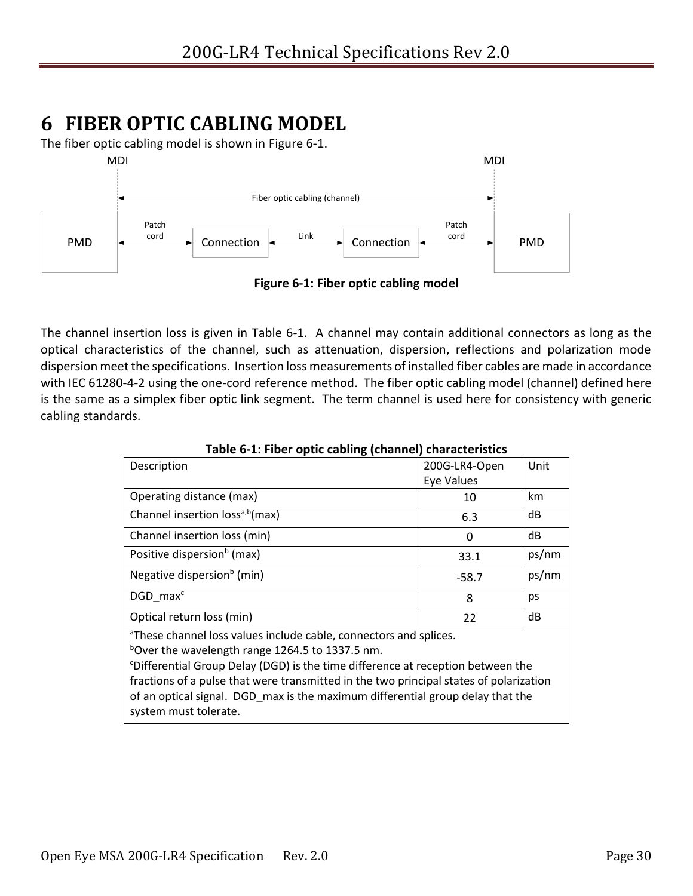# 6 FIBER OPTIC CABLING MODEL

The fiber optic cabling model is shown in Figure 6-1.

Figure 6-1: Fiber optic cabling model

The channel insertion loss is given in Table 6-1. A channel may contain additional connectors as long as the optical characteristics of the channel, such as attenuation, dispersion, reflections and polarization mode dispersion meet the specifications. Insertion loss measurements of installed fiber cables are made in accordance with IEC 61280-4-2 using the one-cord reference method. The fiber optic cabling model (channel) defined here is the same as a simplex fiber optic link segment. The term channel is used here for consistency with generic cabling standards.

**Table 6-1: Fiber optic cabling (channel) characteristics**

| Description | 200G-LR4-Open Eye Values | Unit |
|---|---|---|
| Operating distance (max) | 10 | km |
| Channel insertion loss[a,b](max) | 6.3 | dB |
| Channel insertion loss (min) | 0 | dB |
| Positive dispersion[b] (max) | 33.1 | ps/nm |
| Negative dispersion[b] (min) | -58.7 | ps/nm |
| DGD_max[c] | 8 | ps |
| Optical return loss (min) | 22 | dB |

[a]These channel loss values include cable, connectors and splices.
[b]Over the wavelength range 1264.5 to 1337.5 nm.
[c]Differential Group Delay (DGD) is the time difference at reception between the fractions of a pulse that were transmitted in the two principal states of polarization of an optical signal. DGD_max is the maximum differential group delay that the system must tolerate.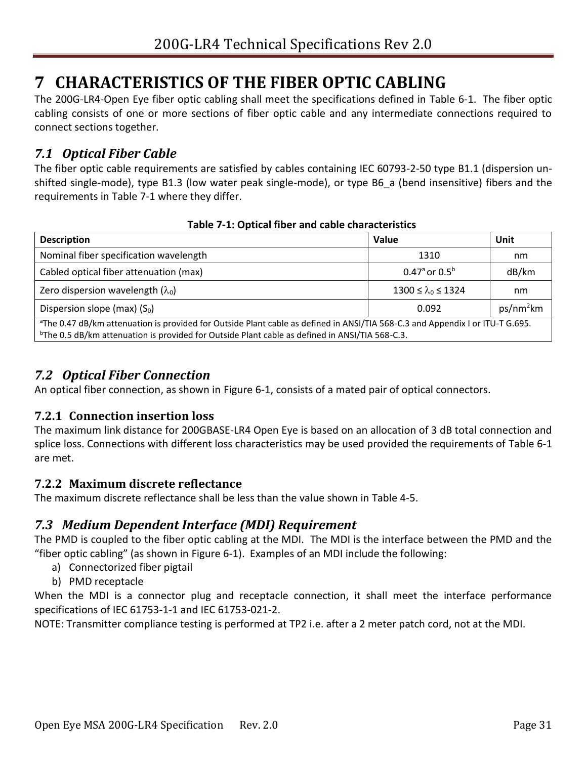# 7 CHARACTERISTICS OF THE FIBER OPTIC CABLING

The 200G-LR4-Open Eye fiber optic cabling shall meet the specifications defined in Table 6-1. The fiber optic cabling consists of one or more sections of fiber optic cable and any intermediate connections required to connect sections together.

## *7.1 Optical Fiber Cable*

The fiber optic cable requirements are satisfied by cables containing IEC 60793-2-50 type B1.1 (dispersion un-shifted single-mode), type B1.3 (low water peak single-mode), or type B6_a (bend insensitive) fibers and the requirements in Table 7-1 where they differ.

**Table 7-1: Optical fiber and cable characteristics**

| Description | Value | Unit |
|---|---|---|
| Nominal fiber specification wavelength | 1310 | nm |
| Cabled optical fiber attenuation (max) | 0.47[a] or 0.5[b] | dB/km |
| Zero dispersion wavelength ($\lambda_0$) | $1300 \leq \lambda_0 \leq 1324$ | nm |
| Dispersion slope (max) ($S_0$) | 0.092 | $ps/nm^2km$ |

[a]The 0.47 dB/km attenuation is provided for Outside Plant cable as defined in ANSI/TIA 568-C.3 and Appendix I or ITU-T G.695.
[b]The 0.5 dB/km attenuation is provided for Outside Plant cable as defined in ANSI/TIA 568-C.3.

## *7.2 Optical Fiber Connection*

An optical fiber connection, as shown in Figure 6-1, consists of a mated pair of optical connectors.

### 7.2.1 Connection insertion loss

The maximum link distance for 200GBASE-LR4 Open Eye is based on an allocation of 3 dB total connection and splice loss. Connections with different loss characteristics may be used provided the requirements of Table 6-1 are met.

### 7.2.2 Maximum discrete reflectance

The maximum discrete reflectance shall be less than the value shown in Table 4-5.

## *7.3 Medium Dependent Interface (MDI) Requirement*

The PMD is coupled to the fiber optic cabling at the MDI. The MDI is the interface between the PMD and the "fiber optic cabling" (as shown in Figure 6-1). Examples of an MDI include the following:

a) Connectorized fiber pigtail
b) PMD receptacle

When the MDI is a connector plug and receptacle connection, it shall meet the interface performance specifications of IEC 61753-1-1 and IEC 61753-021-2.

NOTE: Transmitter compliance testing is performed at TP2 i.e. after a 2 meter patch cord, not at the MDI.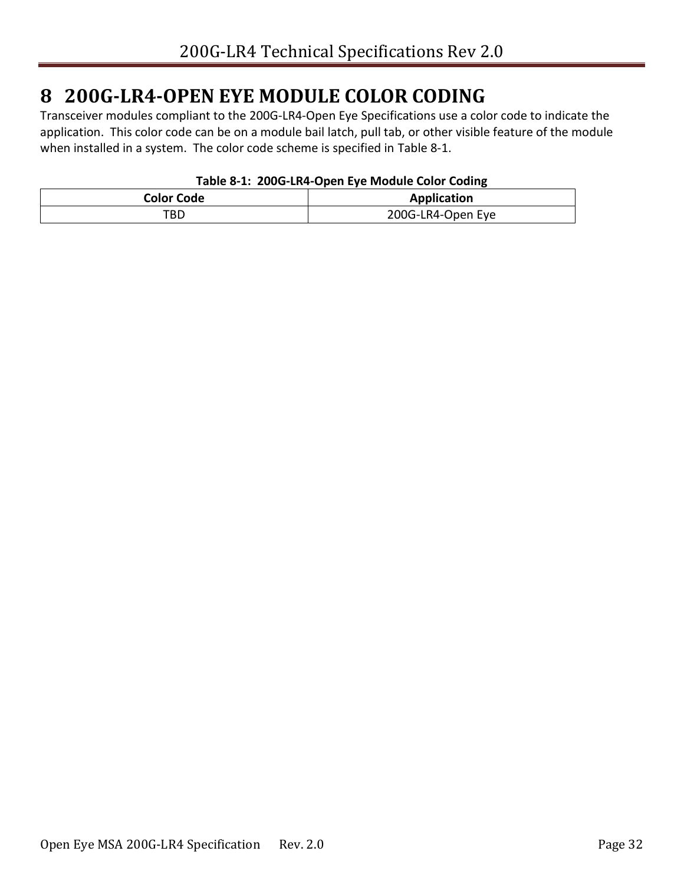# 8 200G-LR4-OPEN EYE MODULE COLOR CODING

Transceiver modules compliant to the 200G-LR4-Open Eye Specifications use a color code to indicate the application. This color code can be on a module bail latch, pull tab, or other visible feature of the module when installed in a system. The color code scheme is specified in Table 8-1.

**Table 8-1: 200G-LR4-Open Eye Module Color Coding**

| Color Code | Application |
| --- | --- |
| TBD | 200G-LR4-Open Eye |